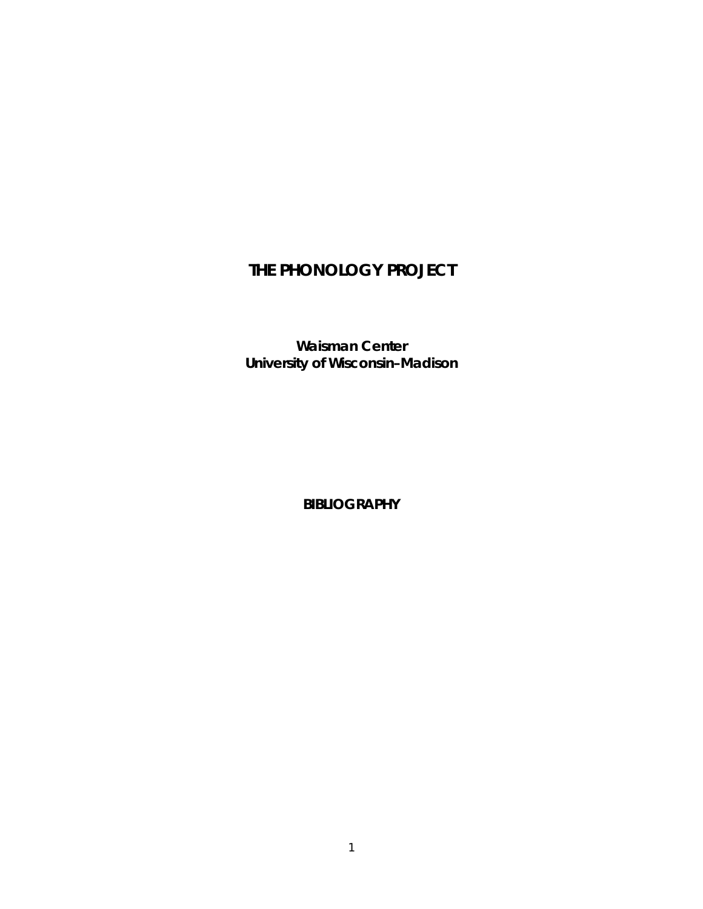# THE PHONOLOGY PROJECT

**Waisman Center**
**University of Wisconsin–Madison**

**BIBLIOGRAPHY**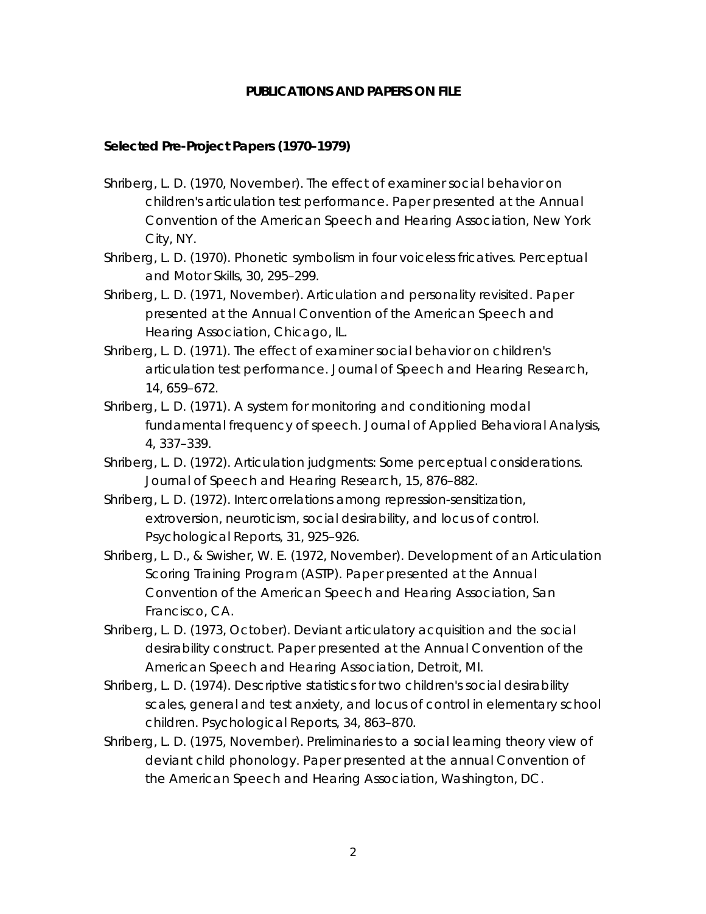# PUBLICATIONS AND PAPERS ON FILE

## Selected Pre-Project Papers (1970–1979)

Shriberg, L. D. (1970, November). The effect of examiner social behavior on children's articulation test performance. Paper presented at the Annual Convention of the American Speech and Hearing Association, New York City, NY.

Shriberg, L. D. (1970). Phonetic symbolism in four voiceless fricatives. Perceptual and Motor Skills, 30, 295–299.

Shriberg, L. D. (1971, November). Articulation and personality revisited. Paper presented at the Annual Convention of the American Speech and Hearing Association, Chicago, IL.

Shriberg, L. D. (1971). The effect of examiner social behavior on children's articulation test performance. Journal of Speech and Hearing Research, 14, 659–672.

Shriberg, L. D. (1971). A system for monitoring and conditioning modal fundamental frequency of speech. Journal of Applied Behavioral Analysis, 4, 337–339.

Shriberg, L. D. (1972). Articulation judgments: Some perceptual considerations. Journal of Speech and Hearing Research, 15, 876–882.

Shriberg, L. D. (1972). Intercorrelations among repression-sensitization, extroversion, neuroticism, social desirability, and locus of control. Psychological Reports, 31, 925–926.

Shriberg, L. D., & Swisher, W. E. (1972, November). Development of an Articulation Scoring Training Program (ASTP). Paper presented at the Annual Convention of the American Speech and Hearing Association, San Francisco, CA.

Shriberg, L. D. (1973, October). Deviant articulatory acquisition and the social desirability construct. Paper presented at the Annual Convention of the American Speech and Hearing Association, Detroit, MI.

Shriberg, L. D. (1974). Descriptive statistics for two children's social desirability scales, general and test anxiety, and locus of control in elementary school children. Psychological Reports, 34, 863–870.

Shriberg, L. D. (1975, November). Preliminaries to a social learning theory view of deviant child phonology. Paper presented at the annual Convention of the American Speech and Hearing Association, Washington, DC.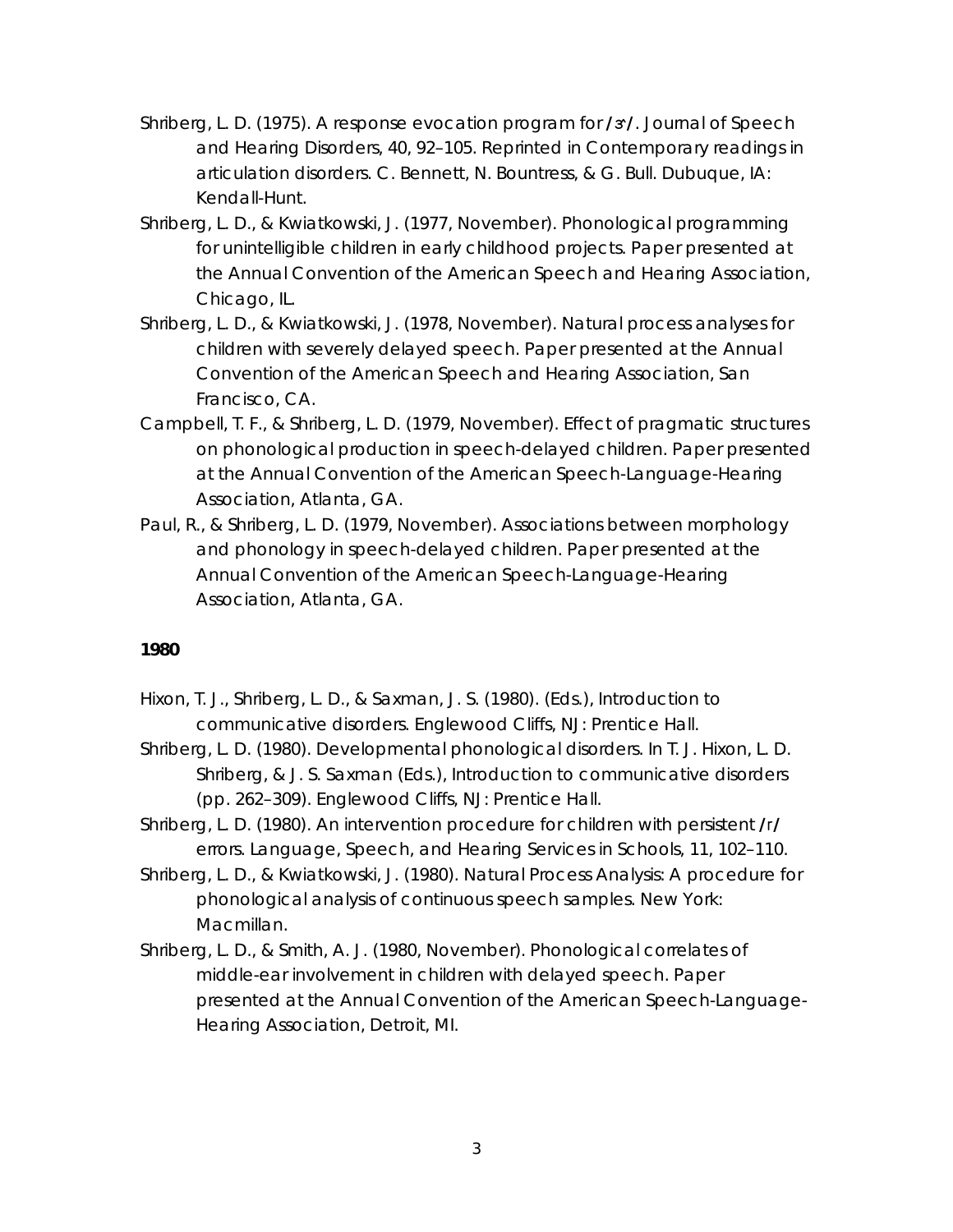Shriberg, L. D. (1975). A response evocation program for /ɝ/. Journal of Speech and Hearing Disorders, 40, 92–105. Reprinted in Contemporary readings in articulation disorders. C. Bennett, N. Bountress, & G. Bull. Dubuque, IA: Kendall-Hunt.

Shriberg, L. D., & Kwiatkowski, J. (1977, November). Phonological programming for unintelligible children in early childhood projects. Paper presented at the Annual Convention of the American Speech and Hearing Association, Chicago, IL.

Shriberg, L. D., & Kwiatkowski, J. (1978, November). Natural process analyses for children with severely delayed speech. Paper presented at the Annual Convention of the American Speech and Hearing Association, San Francisco, CA.

Campbell, T. F., & Shriberg, L. D. (1979, November). Effect of pragmatic structures on phonological production in speech-delayed children. Paper presented at the Annual Convention of the American Speech-Language-Hearing Association, Atlanta, GA.

Paul, R., & Shriberg, L. D. (1979, November). Associations between morphology and phonology in speech-delayed children. Paper presented at the Annual Convention of the American Speech-Language-Hearing Association, Atlanta, GA.

**1980**

Hixon, T. J., Shriberg, L. D., & Saxman, J. S. (1980). (Eds.), Introduction to communicative disorders. Englewood Cliffs, NJ: Prentice Hall.

Shriberg, L. D. (1980). Developmental phonological disorders. In T. J. Hixon, L. D. Shriberg, & J. S. Saxman (Eds.), Introduction to communicative disorders (pp. 262–309). Englewood Cliffs, NJ: Prentice Hall.

Shriberg, L. D. (1980). An intervention procedure for children with persistent /r/ errors. Language, Speech, and Hearing Services in Schools, 11, 102–110.

Shriberg, L. D., & Kwiatkowski, J. (1980). Natural Process Analysis: A procedure for phonological analysis of continuous speech samples. New York: Macmillan.

Shriberg, L. D., & Smith, A. J. (1980, November). Phonological correlates of middle-ear involvement in children with delayed speech. Paper presented at the Annual Convention of the American Speech-Language-Hearing Association, Detroit, MI.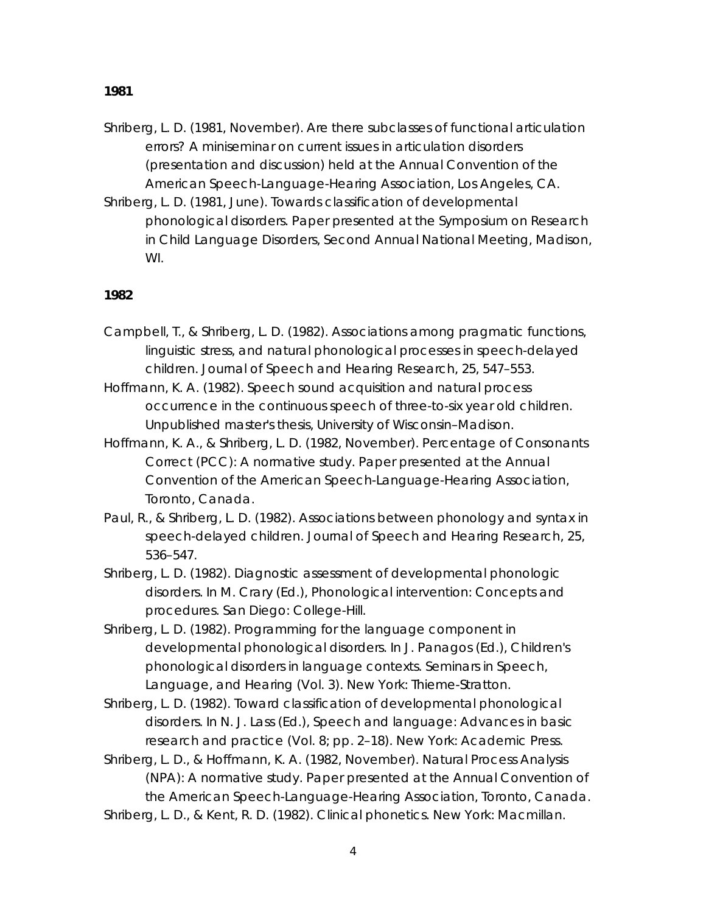**1981**

Shriberg, L. D. (1981, November). Are there subclasses of functional articulation errors? A miniseminar on current issues in articulation disorders (presentation and discussion) held at the Annual Convention of the American Speech-Language-Hearing Association, Los Angeles, CA.

Shriberg, L. D. (1981, June). Towards classification of developmental phonological disorders. Paper presented at the Symposium on Research in Child Language Disorders, Second Annual National Meeting, Madison, WI.

**1982**

Campbell, T., & Shriberg, L. D. (1982). Associations among pragmatic functions, linguistic stress, and natural phonological processes in speech-delayed children. Journal of Speech and Hearing Research, 25, 547–553.

Hoffmann, K. A. (1982). Speech sound acquisition and natural process occurrence in the continuous speech of three-to-six year old children. Unpublished master's thesis, University of Wisconsin–Madison.

Hoffmann, K. A., & Shriberg, L. D. (1982, November). Percentage of Consonants Correct (PCC): A normative study. Paper presented at the Annual Convention of the American Speech-Language-Hearing Association, Toronto, Canada.

Paul, R., & Shriberg, L. D. (1982). Associations between phonology and syntax in speech-delayed children. Journal of Speech and Hearing Research, 25, 536–547.

Shriberg, L. D. (1982). Diagnostic assessment of developmental phonologic disorders. In M. Crary (Ed.), Phonological intervention: Concepts and procedures. San Diego: College-Hill.

Shriberg, L. D. (1982). Programming for the language component in developmental phonological disorders. In J. Panagos (Ed.), Children's phonological disorders in language contexts. Seminars in Speech, Language, and Hearing (Vol. 3). New York: Thieme-Stratton.

Shriberg, L. D. (1982). Toward classification of developmental phonological disorders. In N. J. Lass (Ed.), Speech and language: Advances in basic research and practice (Vol. 8; pp. 2–18). New York: Academic Press.

Shriberg, L. D., & Hoffmann, K. A. (1982, November). Natural Process Analysis (NPA): A normative study. Paper presented at the Annual Convention of the American Speech-Language-Hearing Association, Toronto, Canada.

Shriberg, L. D., & Kent, R. D. (1982). Clinical phonetics. New York: Macmillan.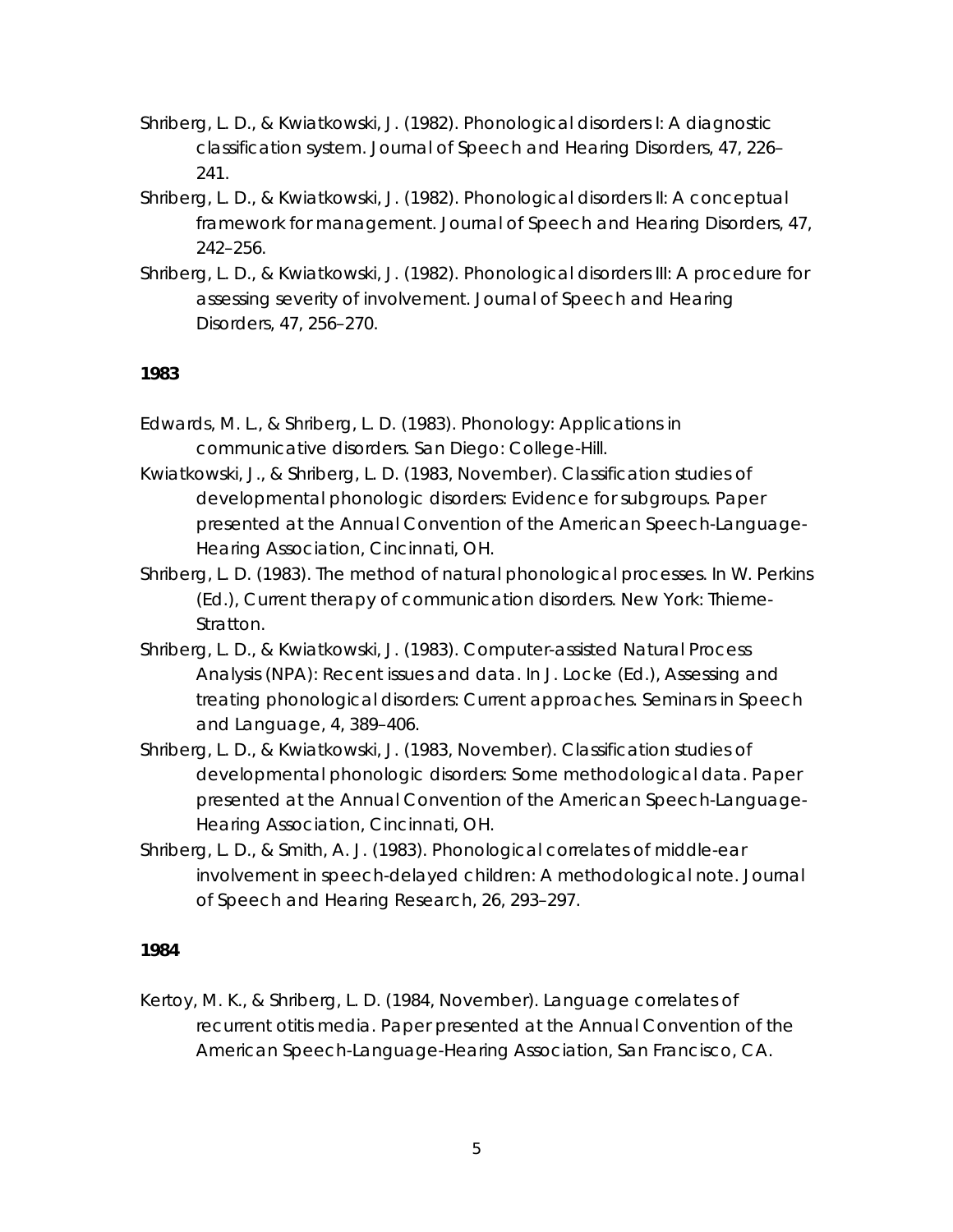Shriberg, L. D., & Kwiatkowski, J. (1982). Phonological disorders I: A diagnostic classification system. Journal of Speech and Hearing Disorders, 47, 226–241.

Shriberg, L. D., & Kwiatkowski, J. (1982). Phonological disorders II: A conceptual framework for management. Journal of Speech and Hearing Disorders, 47, 242–256.

Shriberg, L. D., & Kwiatkowski, J. (1982). Phonological disorders III: A procedure for assessing severity of involvement. Journal of Speech and Hearing Disorders, 47, 256–270.

**1983**

Edwards, M. L., & Shriberg, L. D. (1983). Phonology: Applications in communicative disorders. San Diego: College-Hill.

Kwiatkowski, J., & Shriberg, L. D. (1983, November). Classification studies of developmental phonologic disorders: Evidence for subgroups. Paper presented at the Annual Convention of the American Speech-Language-Hearing Association, Cincinnati, OH.

Shriberg, L. D. (1983). The method of natural phonological processes. In W. Perkins (Ed.), Current therapy of communication disorders. New York: Thieme-Stratton.

Shriberg, L. D., & Kwiatkowski, J. (1983). Computer-assisted Natural Process Analysis (NPA): Recent issues and data. In J. Locke (Ed.), Assessing and treating phonological disorders: Current approaches. Seminars in Speech and Language, 4, 389–406.

Shriberg, L. D., & Kwiatkowski, J. (1983, November). Classification studies of developmental phonologic disorders: Some methodological data. Paper presented at the Annual Convention of the American Speech-Language-Hearing Association, Cincinnati, OH.

Shriberg, L. D., & Smith, A. J. (1983). Phonological correlates of middle-ear involvement in speech-delayed children: A methodological note. Journal of Speech and Hearing Research, 26, 293–297.

**1984**

Kertoy, M. K., & Shriberg, L. D. (1984, November). Language correlates of recurrent otitis media. Paper presented at the Annual Convention of the American Speech-Language-Hearing Association, San Francisco, CA.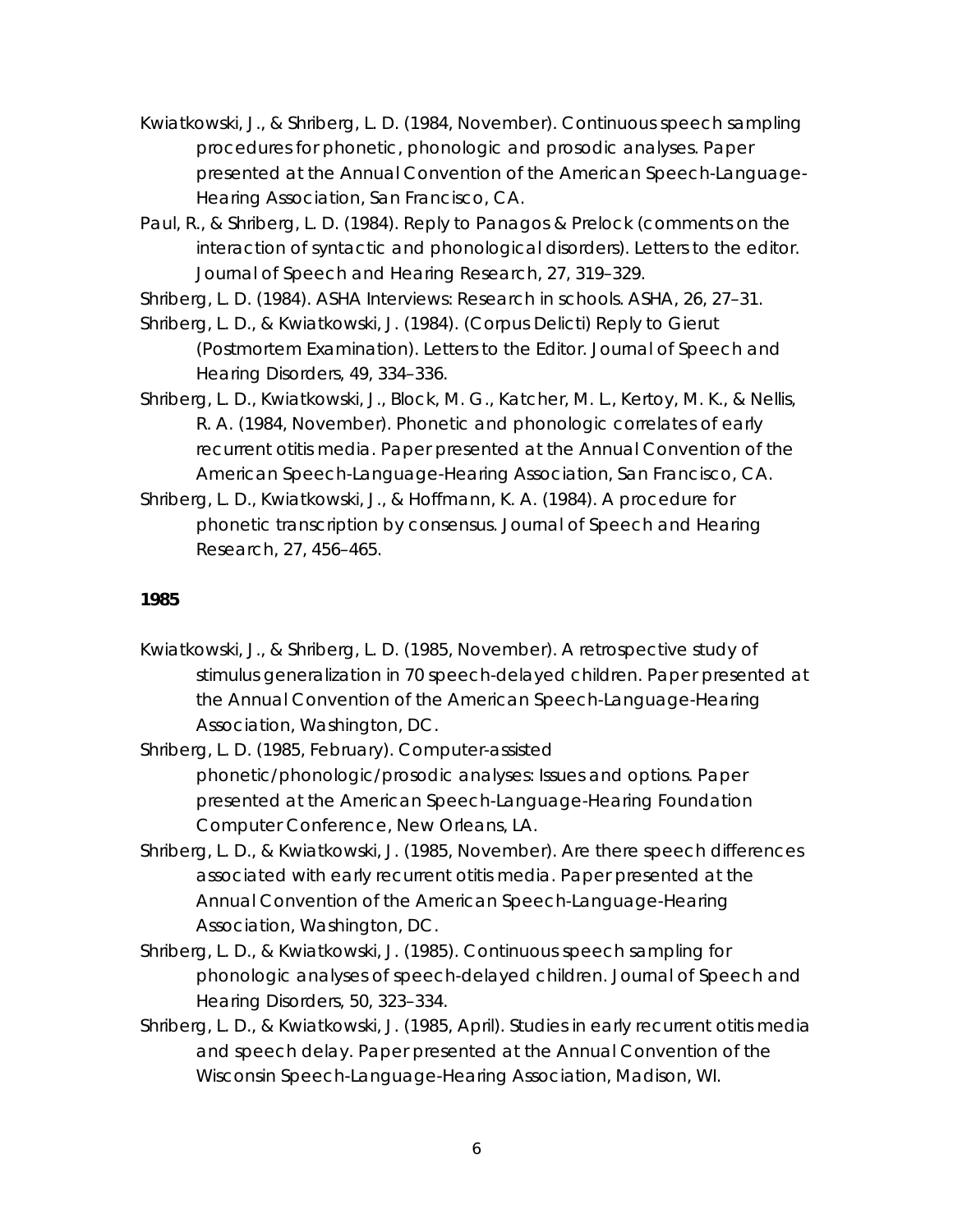Kwiatkowski, J., & Shriberg, L. D. (1984, November). Continuous speech sampling procedures for phonetic, phonologic and prosodic analyses. Paper presented at the Annual Convention of the American Speech-Language-Hearing Association, San Francisco, CA.

Paul, R., & Shriberg, L. D. (1984). Reply to Panagos & Prelock (comments on the interaction of syntactic and phonological disorders). Letters to the editor. Journal of Speech and Hearing Research, 27, 319–329.

Shriberg, L. D. (1984). ASHA Interviews: Research in schools. ASHA, 26, 27–31.

Shriberg, L. D., & Kwiatkowski, J. (1984). (Corpus Delicti) Reply to Gierut (Postmortem Examination). Letters to the Editor. Journal of Speech and Hearing Disorders, 49, 334–336.

Shriberg, L. D., Kwiatkowski, J., Block, M. G., Katcher, M. L., Kertoy, M. K., & Nellis, R. A. (1984, November). Phonetic and phonologic correlates of early recurrent otitis media. Paper presented at the Annual Convention of the American Speech-Language-Hearing Association, San Francisco, CA.

Shriberg, L. D., Kwiatkowski, J., & Hoffmann, K. A. (1984). A procedure for phonetic transcription by consensus. Journal of Speech and Hearing Research, 27, 456–465.

**1985**

Kwiatkowski, J., & Shriberg, L. D. (1985, November). A retrospective study of stimulus generalization in 70 speech-delayed children. Paper presented at the Annual Convention of the American Speech-Language-Hearing Association, Washington, DC.

Shriberg, L. D. (1985, February). Computer-assisted phonetic/phonologic/prosodic analyses: Issues and options. Paper presented at the American Speech-Language-Hearing Foundation Computer Conference, New Orleans, LA.

Shriberg, L. D., & Kwiatkowski, J. (1985, November). Are there speech differences associated with early recurrent otitis media. Paper presented at the Annual Convention of the American Speech-Language-Hearing Association, Washington, DC.

Shriberg, L. D., & Kwiatkowski, J. (1985). Continuous speech sampling for phonologic analyses of speech-delayed children. Journal of Speech and Hearing Disorders, 50, 323–334.

Shriberg, L. D., & Kwiatkowski, J. (1985, April). Studies in early recurrent otitis media and speech delay. Paper presented at the Annual Convention of the Wisconsin Speech-Language-Hearing Association, Madison, WI.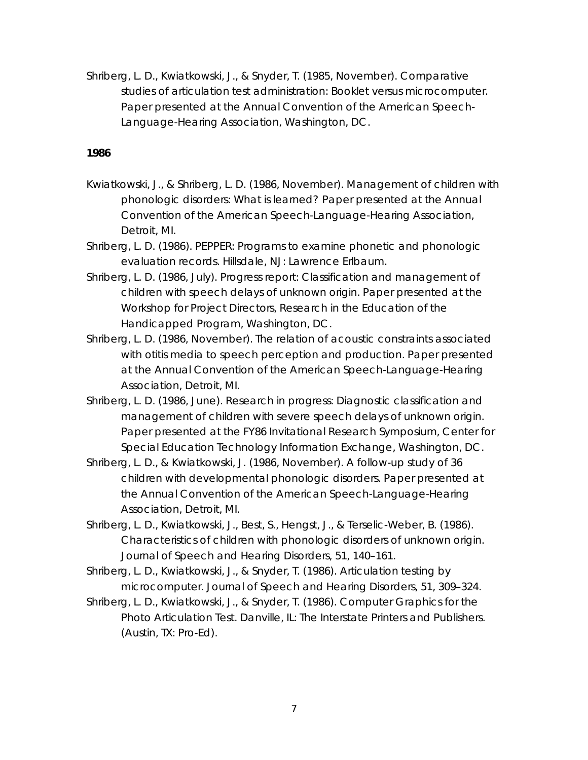Shriberg, L. D., Kwiatkowski, J., & Snyder, T. (1985, November). Comparative studies of articulation test administration: Booklet versus microcomputer. Paper presented at the Annual Convention of the American Speech-Language-Hearing Association, Washington, DC.

**1986**

Kwiatkowski, J., & Shriberg, L. D. (1986, November). Management of children with phonologic disorders: What is learned? Paper presented at the Annual Convention of the American Speech-Language-Hearing Association, Detroit, MI.

Shriberg, L. D. (1986). PEPPER: Programs to examine phonetic and phonologic evaluation records. Hillsdale, NJ: Lawrence Erlbaum.

Shriberg, L. D. (1986, July). Progress report: Classification and management of children with speech delays of unknown origin. Paper presented at the Workshop for Project Directors, Research in the Education of the Handicapped Program, Washington, DC.

Shriberg, L. D. (1986, November). The relation of acoustic constraints associated with otitis media to speech perception and production. Paper presented at the Annual Convention of the American Speech-Language-Hearing Association, Detroit, MI.

Shriberg, L. D. (1986, June). Research in progress: Diagnostic classification and management of children with severe speech delays of unknown origin. Paper presented at the FY86 Invitational Research Symposium, Center for Special Education Technology Information Exchange, Washington, DC.

Shriberg, L. D., & Kwiatkowski, J. (1986, November). A follow-up study of 36 children with developmental phonologic disorders. Paper presented at the Annual Convention of the American Speech-Language-Hearing Association, Detroit, MI.

Shriberg, L. D., Kwiatkowski, J., Best, S., Hengst, J., & Terselic-Weber, B. (1986). Characteristics of children with phonologic disorders of unknown origin. Journal of Speech and Hearing Disorders, 51, 140–161.

Shriberg, L. D., Kwiatkowski, J., & Snyder, T. (1986). Articulation testing by microcomputer. Journal of Speech and Hearing Disorders, 51, 309–324.

Shriberg, L. D., Kwiatkowski, J., & Snyder, T. (1986). Computer Graphics for the Photo Articulation Test. Danville, IL: The Interstate Printers and Publishers. (Austin, TX: Pro-Ed).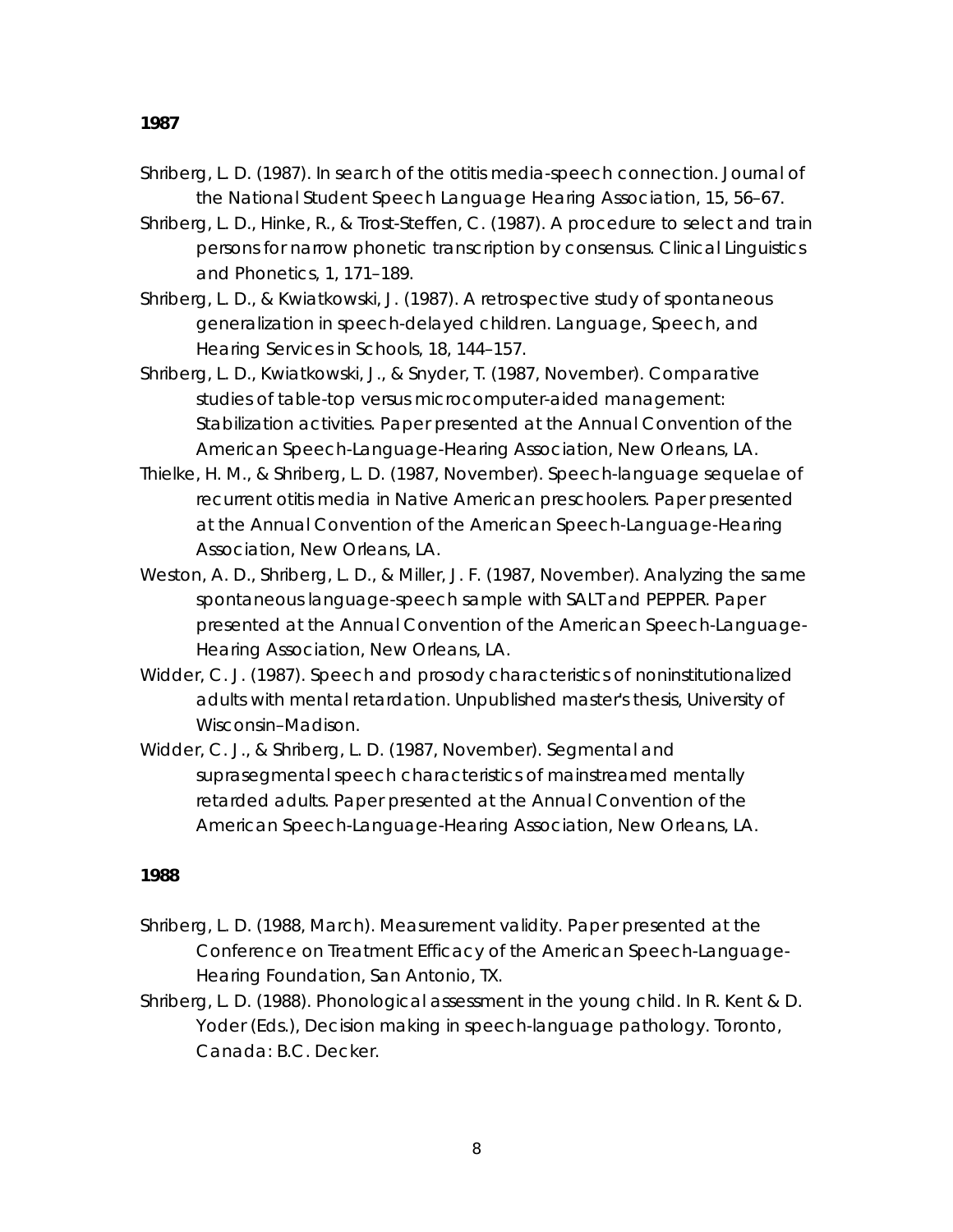**1987**

Shriberg, L. D. (1987). In search of the otitis media-speech connection. Journal of the National Student Speech Language Hearing Association, 15, 56–67.

Shriberg, L. D., Hinke, R., & Trost-Steffen, C. (1987). A procedure to select and train persons for narrow phonetic transcription by consensus. Clinical Linguistics and Phonetics, 1, 171–189.

Shriberg, L. D., & Kwiatkowski, J. (1987). A retrospective study of spontaneous generalization in speech-delayed children. Language, Speech, and Hearing Services in Schools, 18, 144–157.

Shriberg, L. D., Kwiatkowski, J., & Snyder, T. (1987, November). Comparative studies of table-top versus microcomputer-aided management: Stabilization activities. Paper presented at the Annual Convention of the American Speech-Language-Hearing Association, New Orleans, LA.

Thielke, H. M., & Shriberg, L. D. (1987, November). Speech-language sequelae of recurrent otitis media in Native American preschoolers. Paper presented at the Annual Convention of the American Speech-Language-Hearing Association, New Orleans, LA.

Weston, A. D., Shriberg, L. D., & Miller, J. F. (1987, November). Analyzing the same spontaneous language-speech sample with SALT and PEPPER. Paper presented at the Annual Convention of the American Speech-Language-Hearing Association, New Orleans, LA.

Widder, C. J. (1987). Speech and prosody characteristics of noninstitutionalized adults with mental retardation. Unpublished master's thesis, University of Wisconsin–Madison.

Widder, C. J., & Shriberg, L. D. (1987, November). Segmental and suprasegmental speech characteristics of mainstreamed mentally retarded adults. Paper presented at the Annual Convention of the American Speech-Language-Hearing Association, New Orleans, LA.

**1988**

Shriberg, L. D. (1988, March). Measurement validity. Paper presented at the Conference on Treatment Efficacy of the American Speech-Language-Hearing Foundation, San Antonio, TX.

Shriberg, L. D. (1988). Phonological assessment in the young child. In R. Kent & D. Yoder (Eds.), Decision making in speech-language pathology. Toronto, Canada: B.C. Decker.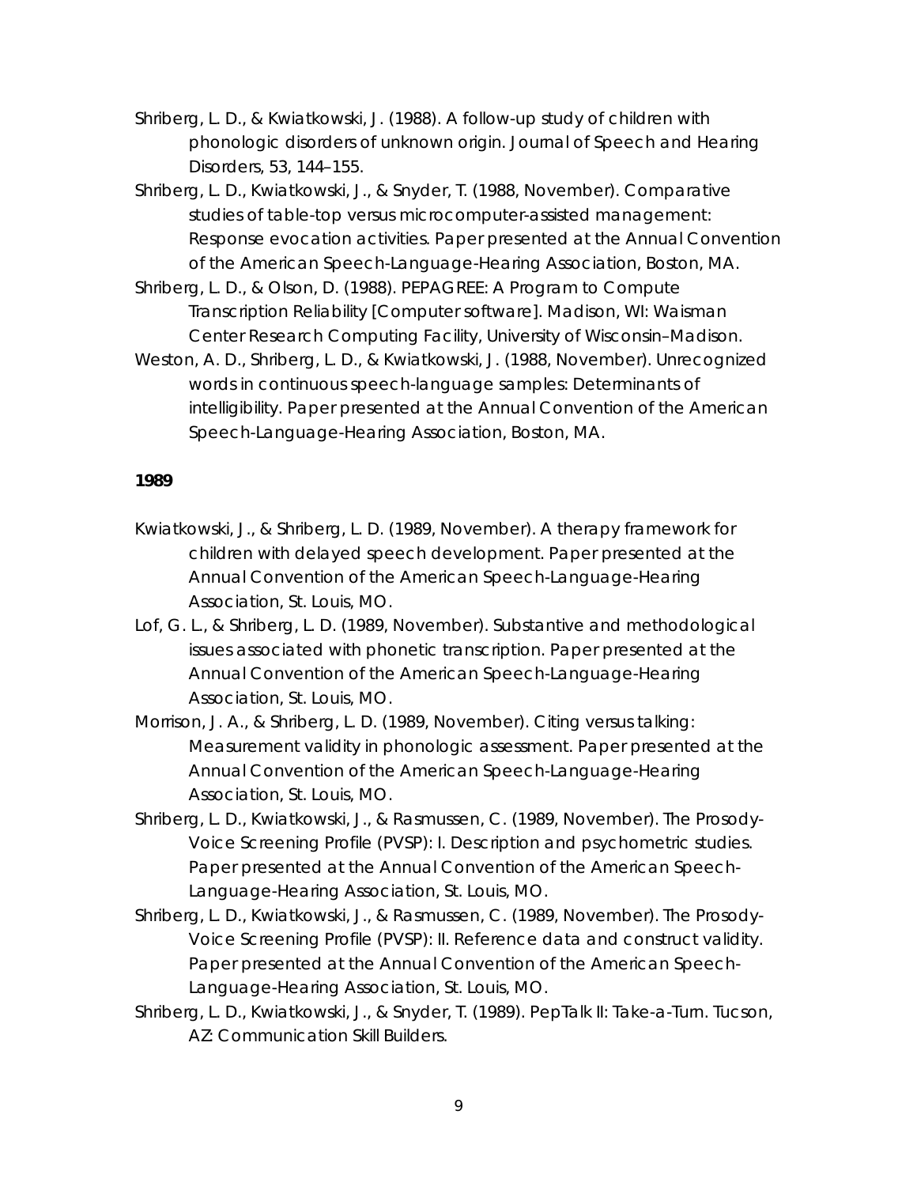Shriberg, L. D., & Kwiatkowski, J. (1988). A follow-up study of children with phonologic disorders of unknown origin. Journal of Speech and Hearing Disorders, 53, 144–155.

Shriberg, L. D., Kwiatkowski, J., & Snyder, T. (1988, November). Comparative studies of table-top versus microcomputer-assisted management: Response evocation activities. Paper presented at the Annual Convention of the American Speech-Language-Hearing Association, Boston, MA.

Shriberg, L. D., & Olson, D. (1988). PEPAGREE: A Program to Compute Transcription Reliability [Computer software]. Madison, WI: Waisman Center Research Computing Facility, University of Wisconsin–Madison.

Weston, A. D., Shriberg, L. D., & Kwiatkowski, J. (1988, November). Unrecognized words in continuous speech-language samples: Determinants of intelligibility. Paper presented at the Annual Convention of the American Speech-Language-Hearing Association, Boston, MA.

**1989**

Kwiatkowski, J., & Shriberg, L. D. (1989, November). A therapy framework for children with delayed speech development. Paper presented at the Annual Convention of the American Speech-Language-Hearing Association, St. Louis, MO.

Lof, G. L., & Shriberg, L. D. (1989, November). Substantive and methodological issues associated with phonetic transcription. Paper presented at the Annual Convention of the American Speech-Language-Hearing Association, St. Louis, MO.

Morrison, J. A., & Shriberg, L. D. (1989, November). Citing versus talking: Measurement validity in phonologic assessment. Paper presented at the Annual Convention of the American Speech-Language-Hearing Association, St. Louis, MO.

Shriberg, L. D., Kwiatkowski, J., & Rasmussen, C. (1989, November). The Prosody-Voice Screening Profile (PVSP): I. Description and psychometric studies. Paper presented at the Annual Convention of the American Speech-Language-Hearing Association, St. Louis, MO.

Shriberg, L. D., Kwiatkowski, J., & Rasmussen, C. (1989, November). The Prosody-Voice Screening Profile (PVSP): II. Reference data and construct validity. Paper presented at the Annual Convention of the American Speech-Language-Hearing Association, St. Louis, MO.

Shriberg, L. D., Kwiatkowski, J., & Snyder, T. (1989). PepTalk II: Take-a-Turn. Tucson, AZ: Communication Skill Builders.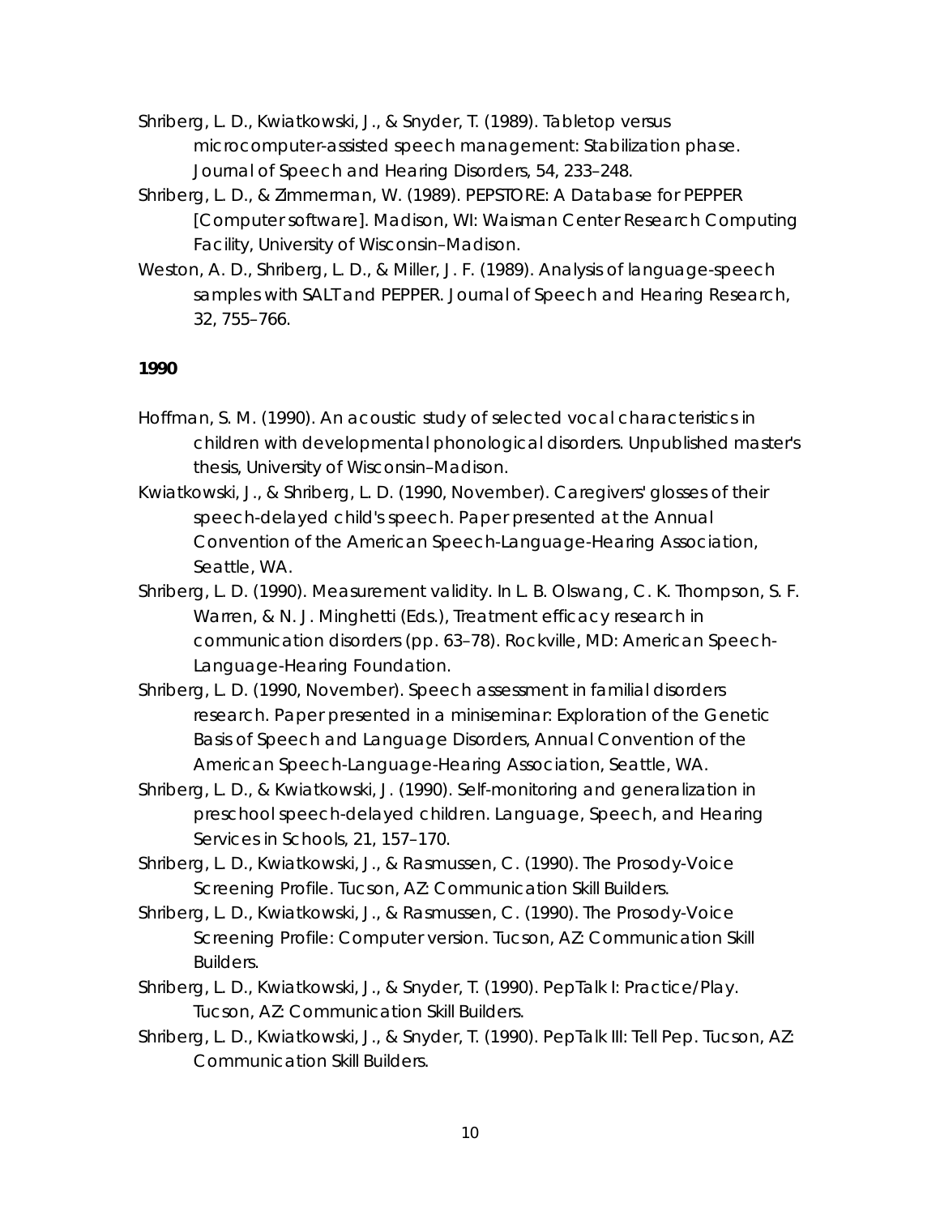Shriberg, L. D., Kwiatkowski, J., & Snyder, T. (1989). Tabletop versus microcomputer-assisted speech management: Stabilization phase. Journal of Speech and Hearing Disorders, 54, 233–248.

Shriberg, L. D., & Zimmerman, W. (1989). PEPSTORE: A Database for PEPPER [Computer software]. Madison, WI: Waisman Center Research Computing Facility, University of Wisconsin–Madison.

Weston, A. D., Shriberg, L. D., & Miller, J. F. (1989). Analysis of language-speech samples with SALT and PEPPER. Journal of Speech and Hearing Research, 32, 755–766.

**1990**

Hoffman, S. M. (1990). An acoustic study of selected vocal characteristics in children with developmental phonological disorders. Unpublished master's thesis, University of Wisconsin–Madison.

Kwiatkowski, J., & Shriberg, L. D. (1990, November). Caregivers' glosses of their speech-delayed child's speech. Paper presented at the Annual Convention of the American Speech-Language-Hearing Association, Seattle, WA.

Shriberg, L. D. (1990). Measurement validity. In L. B. Olswang, C. K. Thompson, S. F. Warren, & N. J. Minghetti (Eds.), Treatment efficacy research in communication disorders (pp. 63–78). Rockville, MD: American Speech-Language-Hearing Foundation.

Shriberg, L. D. (1990, November). Speech assessment in familial disorders research. Paper presented in a miniseminar: Exploration of the Genetic Basis of Speech and Language Disorders, Annual Convention of the American Speech-Language-Hearing Association, Seattle, WA.

Shriberg, L. D., & Kwiatkowski, J. (1990). Self-monitoring and generalization in preschool speech-delayed children. Language, Speech, and Hearing Services in Schools, 21, 157–170.

Shriberg, L. D., Kwiatkowski, J., & Rasmussen, C. (1990). The Prosody-Voice Screening Profile. Tucson, AZ: Communication Skill Builders.

Shriberg, L. D., Kwiatkowski, J., & Rasmussen, C. (1990). The Prosody-Voice Screening Profile: Computer version. Tucson, AZ: Communication Skill Builders.

Shriberg, L. D., Kwiatkowski, J., & Snyder, T. (1990). PepTalk I: Practice/Play. Tucson, AZ: Communication Skill Builders.

Shriberg, L. D., Kwiatkowski, J., & Snyder, T. (1990). PepTalk III: Tell Pep. Tucson, AZ: Communication Skill Builders.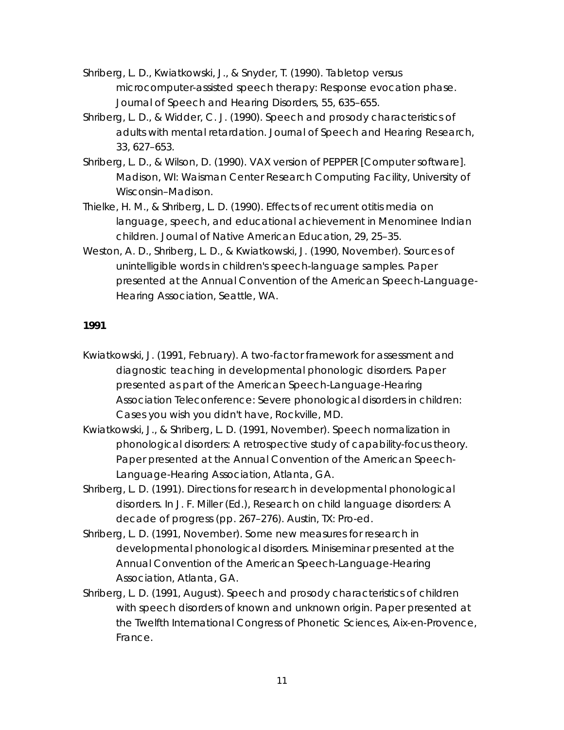Shriberg, L. D., Kwiatkowski, J., & Snyder, T. (1990). Tabletop versus microcomputer-assisted speech therapy: Response evocation phase. Journal of Speech and Hearing Disorders, 55, 635–655.

Shriberg, L. D., & Widder, C. J. (1990). Speech and prosody characteristics of adults with mental retardation. Journal of Speech and Hearing Research, 33, 627–653.

Shriberg, L. D., & Wilson, D. (1990). VAX version of PEPPER [Computer software]. Madison, WI: Waisman Center Research Computing Facility, University of Wisconsin–Madison.

Thielke, H. M., & Shriberg, L. D. (1990). Effects of recurrent otitis media on language, speech, and educational achievement in Menominee Indian children. Journal of Native American Education, 29, 25–35.

Weston, A. D., Shriberg, L. D., & Kwiatkowski, J. (1990, November). Sources of unintelligible words in children's speech-language samples. Paper presented at the Annual Convention of the American Speech-Language-Hearing Association, Seattle, WA.

**1991**

Kwiatkowski, J. (1991, February). A two-factor framework for assessment and diagnostic teaching in developmental phonologic disorders. Paper presented as part of the American Speech-Language-Hearing Association Teleconference: Severe phonological disorders in children: Cases you wish you didn't have, Rockville, MD.

Kwiatkowski, J., & Shriberg, L. D. (1991, November). Speech normalization in phonological disorders: A retrospective study of capability-focus theory. Paper presented at the Annual Convention of the American Speech-Language-Hearing Association, Atlanta, GA.

Shriberg, L. D. (1991). Directions for research in developmental phonological disorders. In J. F. Miller (Ed.), Research on child language disorders: A decade of progress (pp. 267–276). Austin, TX: Pro-ed.

Shriberg, L. D. (1991, November). Some new measures for research in developmental phonological disorders. Miniseminar presented at the Annual Convention of the American Speech-Language-Hearing Association, Atlanta, GA.

Shriberg, L. D. (1991, August). Speech and prosody characteristics of children with speech disorders of known and unknown origin. Paper presented at the Twelfth International Congress of Phonetic Sciences, Aix-en-Provence, France.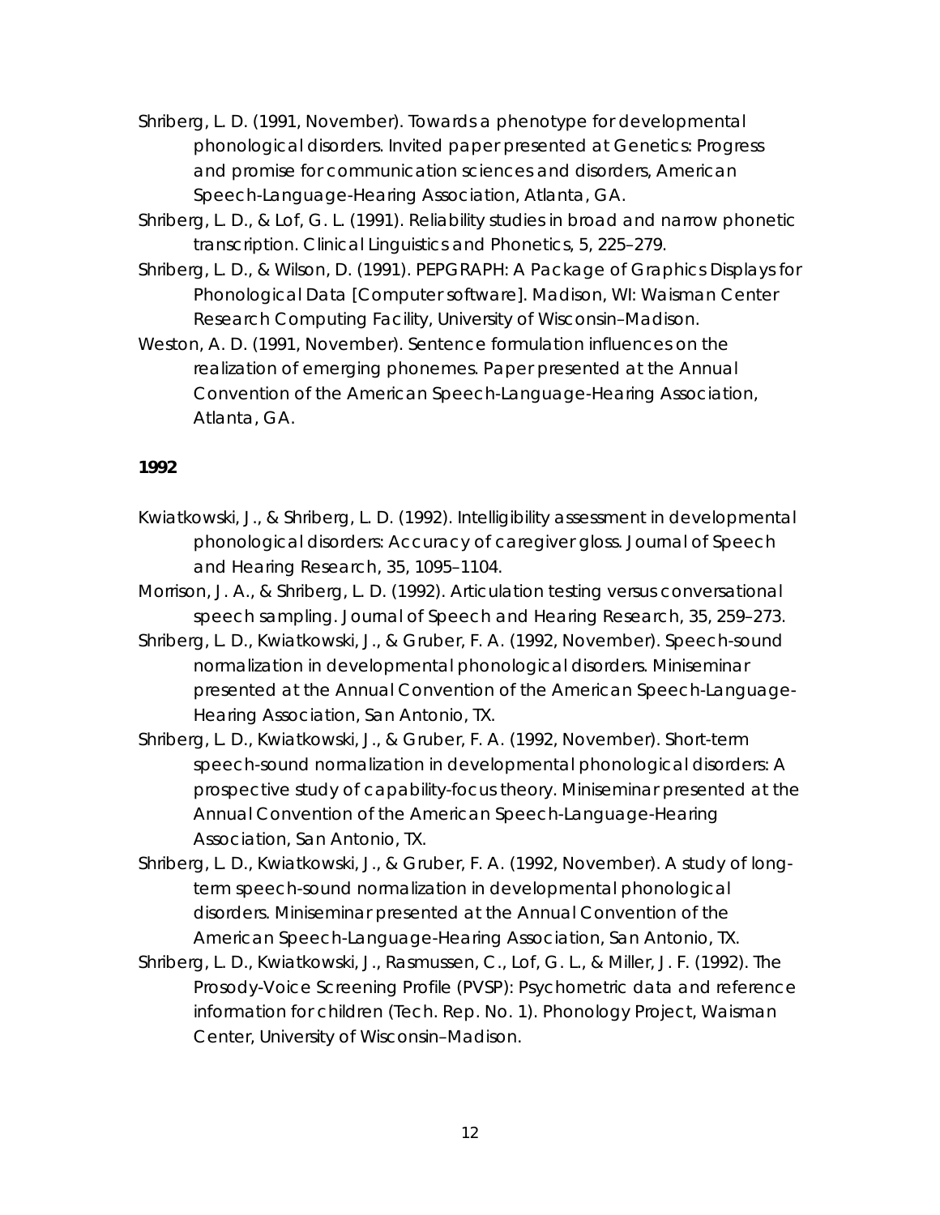Shriberg, L. D. (1991, November). Towards a phenotype for developmental phonological disorders. Invited paper presented at Genetics: Progress and promise for communication sciences and disorders, American Speech-Language-Hearing Association, Atlanta, GA.

Shriberg, L. D., & Lof, G. L. (1991). Reliability studies in broad and narrow phonetic transcription. Clinical Linguistics and Phonetics, 5, 225–279.

Shriberg, L. D., & Wilson, D. (1991). PEPGRAPH: A Package of Graphics Displays for Phonological Data [Computer software]. Madison, WI: Waisman Center Research Computing Facility, University of Wisconsin–Madison.

Weston, A. D. (1991, November). Sentence formulation influences on the realization of emerging phonemes. Paper presented at the Annual Convention of the American Speech-Language-Hearing Association, Atlanta, GA.

**1992**

Kwiatkowski, J., & Shriberg, L. D. (1992). Intelligibility assessment in developmental phonological disorders: Accuracy of caregiver gloss. Journal of Speech and Hearing Research, 35, 1095–1104.

Morrison, J. A., & Shriberg, L. D. (1992). Articulation testing versus conversational speech sampling. Journal of Speech and Hearing Research, 35, 259–273.

Shriberg, L. D., Kwiatkowski, J., & Gruber, F. A. (1992, November). Speech-sound normalization in developmental phonological disorders. Miniseminar presented at the Annual Convention of the American Speech-Language-Hearing Association, San Antonio, TX.

Shriberg, L. D., Kwiatkowski, J., & Gruber, F. A. (1992, November). Short-term speech-sound normalization in developmental phonological disorders: A prospective study of capability-focus theory. Miniseminar presented at the Annual Convention of the American Speech-Language-Hearing Association, San Antonio, TX.

Shriberg, L. D., Kwiatkowski, J., & Gruber, F. A. (1992, November). A study of long-term speech-sound normalization in developmental phonological disorders. Miniseminar presented at the Annual Convention of the American Speech-Language-Hearing Association, San Antonio, TX.

Shriberg, L. D., Kwiatkowski, J., Rasmussen, C., Lof, G. L., & Miller, J. F. (1992). The Prosody-Voice Screening Profile (PVSP): Psychometric data and reference information for children (Tech. Rep. No. 1). Phonology Project, Waisman Center, University of Wisconsin–Madison.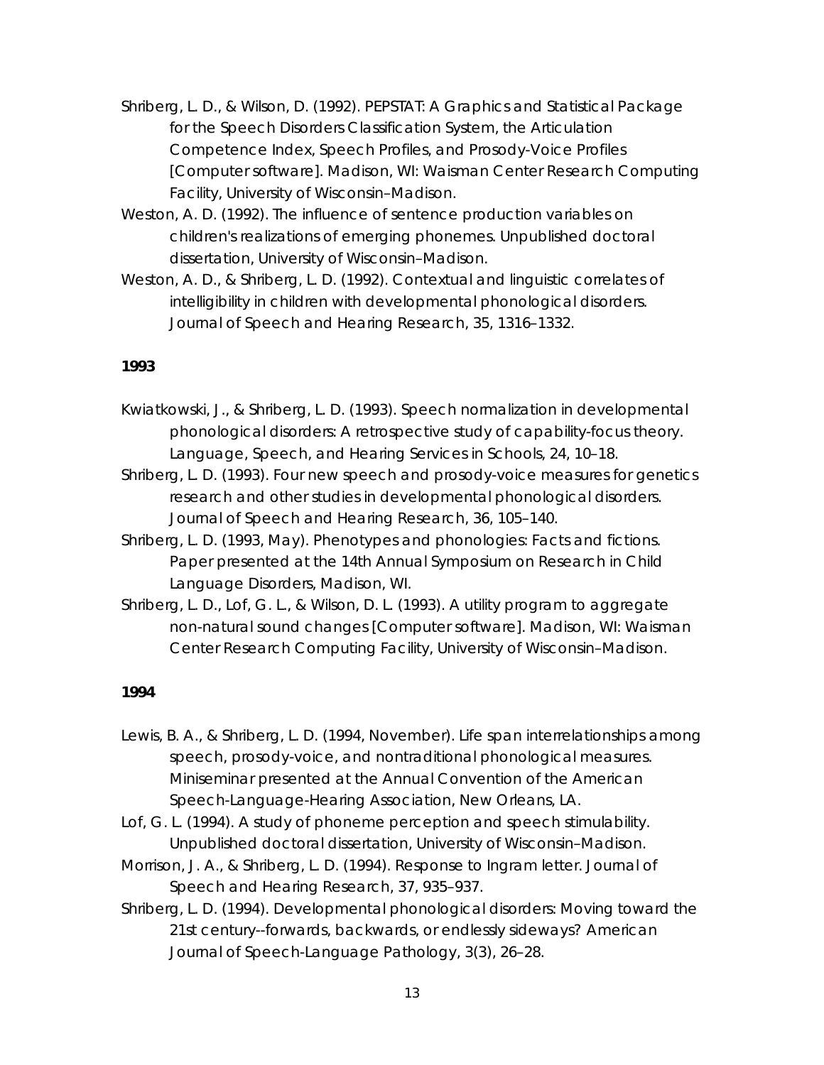Shriberg, L. D., & Wilson, D. (1992). PEPSTAT: A Graphics and Statistical Package for the Speech Disorders Classification System, the Articulation Competence Index, Speech Profiles, and Prosody-Voice Profiles [Computer software]. Madison, WI: Waisman Center Research Computing Facility, University of Wisconsin–Madison.

Weston, A. D. (1992). The influence of sentence production variables on children's realizations of emerging phonemes. Unpublished doctoral dissertation, University of Wisconsin–Madison.

Weston, A. D., & Shriberg, L. D. (1992). Contextual and linguistic correlates of intelligibility in children with developmental phonological disorders. Journal of Speech and Hearing Research, 35, 1316–1332.

**1993**

Kwiatkowski, J., & Shriberg, L. D. (1993). Speech normalization in developmental phonological disorders: A retrospective study of capability-focus theory. Language, Speech, and Hearing Services in Schools, 24, 10–18.

Shriberg, L. D. (1993). Four new speech and prosody-voice measures for genetics research and other studies in developmental phonological disorders. Journal of Speech and Hearing Research, 36, 105–140.

Shriberg, L. D. (1993, May). Phenotypes and phonologies: Facts and fictions. Paper presented at the 14th Annual Symposium on Research in Child Language Disorders, Madison, WI.

Shriberg, L. D., Lof, G. L., & Wilson, D. L. (1993). A utility program to aggregate non-natural sound changes [Computer software]. Madison, WI: Waisman Center Research Computing Facility, University of Wisconsin–Madison.

**1994**

Lewis, B. A., & Shriberg, L. D. (1994, November). Life span interrelationships among speech, prosody-voice, and nontraditional phonological measures. Miniseminar presented at the Annual Convention of the American Speech-Language-Hearing Association, New Orleans, LA.

Lof, G. L. (1994). A study of phoneme perception and speech stimulability. Unpublished doctoral dissertation, University of Wisconsin–Madison.

Morrison, J. A., & Shriberg, L. D. (1994). Response to Ingram letter. Journal of Speech and Hearing Research, 37, 935–937.

Shriberg, L. D. (1994). Developmental phonological disorders: Moving toward the 21st century--forwards, backwards, or endlessly sideways? American Journal of Speech-Language Pathology, 3(3), 26–28.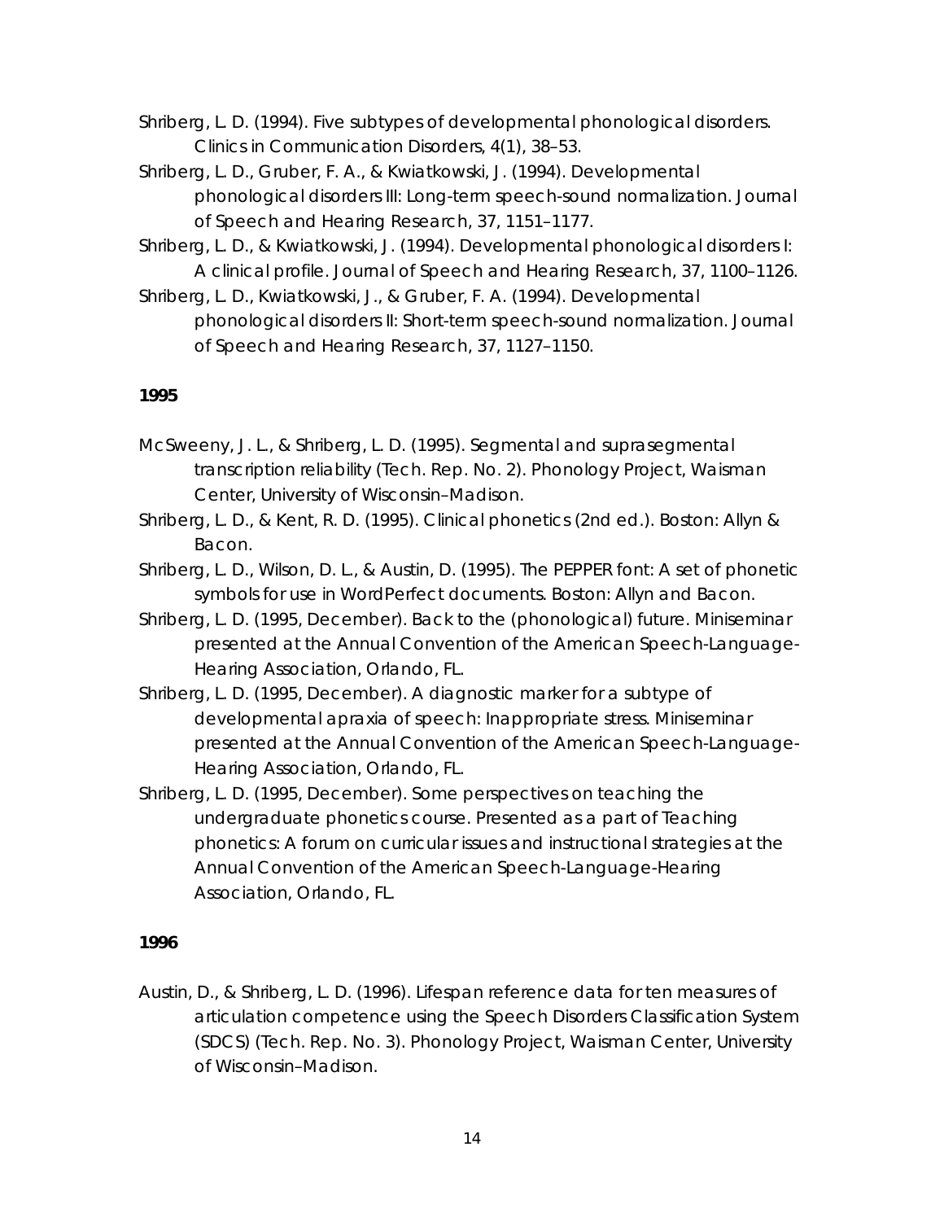Shriberg, L. D. (1994). Five subtypes of developmental phonological disorders. Clinics in Communication Disorders, 4(1), 38–53.

Shriberg, L. D., Gruber, F. A., & Kwiatkowski, J. (1994). Developmental phonological disorders III: Long-term speech-sound normalization. Journal of Speech and Hearing Research, 37, 1151–1177.

Shriberg, L. D., & Kwiatkowski, J. (1994). Developmental phonological disorders I: A clinical profile. Journal of Speech and Hearing Research, 37, 1100–1126.

Shriberg, L. D., Kwiatkowski, J., & Gruber, F. A. (1994). Developmental phonological disorders II: Short-term speech-sound normalization. Journal of Speech and Hearing Research, 37, 1127–1150.

**1995**

McSweeny, J. L., & Shriberg, L. D. (1995). Segmental and suprasegmental transcription reliability (Tech. Rep. No. 2). Phonology Project, Waisman Center, University of Wisconsin–Madison.

Shriberg, L. D., & Kent, R. D. (1995). Clinical phonetics (2nd ed.). Boston: Allyn & Bacon.

Shriberg, L. D., Wilson, D. L., & Austin, D. (1995). The PEPPER font: A set of phonetic symbols for use in WordPerfect documents. Boston: Allyn and Bacon.

Shriberg, L. D. (1995, December). Back to the (phonological) future. Miniseminar presented at the Annual Convention of the American Speech-Language-Hearing Association, Orlando, FL.

Shriberg, L. D. (1995, December). A diagnostic marker for a subtype of developmental apraxia of speech: Inappropriate stress. Miniseminar presented at the Annual Convention of the American Speech-Language-Hearing Association, Orlando, FL.

Shriberg, L. D. (1995, December). Some perspectives on teaching the undergraduate phonetics course. Presented as a part of Teaching phonetics: A forum on curricular issues and instructional strategies at the Annual Convention of the American Speech-Language-Hearing Association, Orlando, FL.

**1996**

Austin, D., & Shriberg, L. D. (1996). Lifespan reference data for ten measures of articulation competence using the Speech Disorders Classification System (SDCS) (Tech. Rep. No. 3). Phonology Project, Waisman Center, University of Wisconsin–Madison.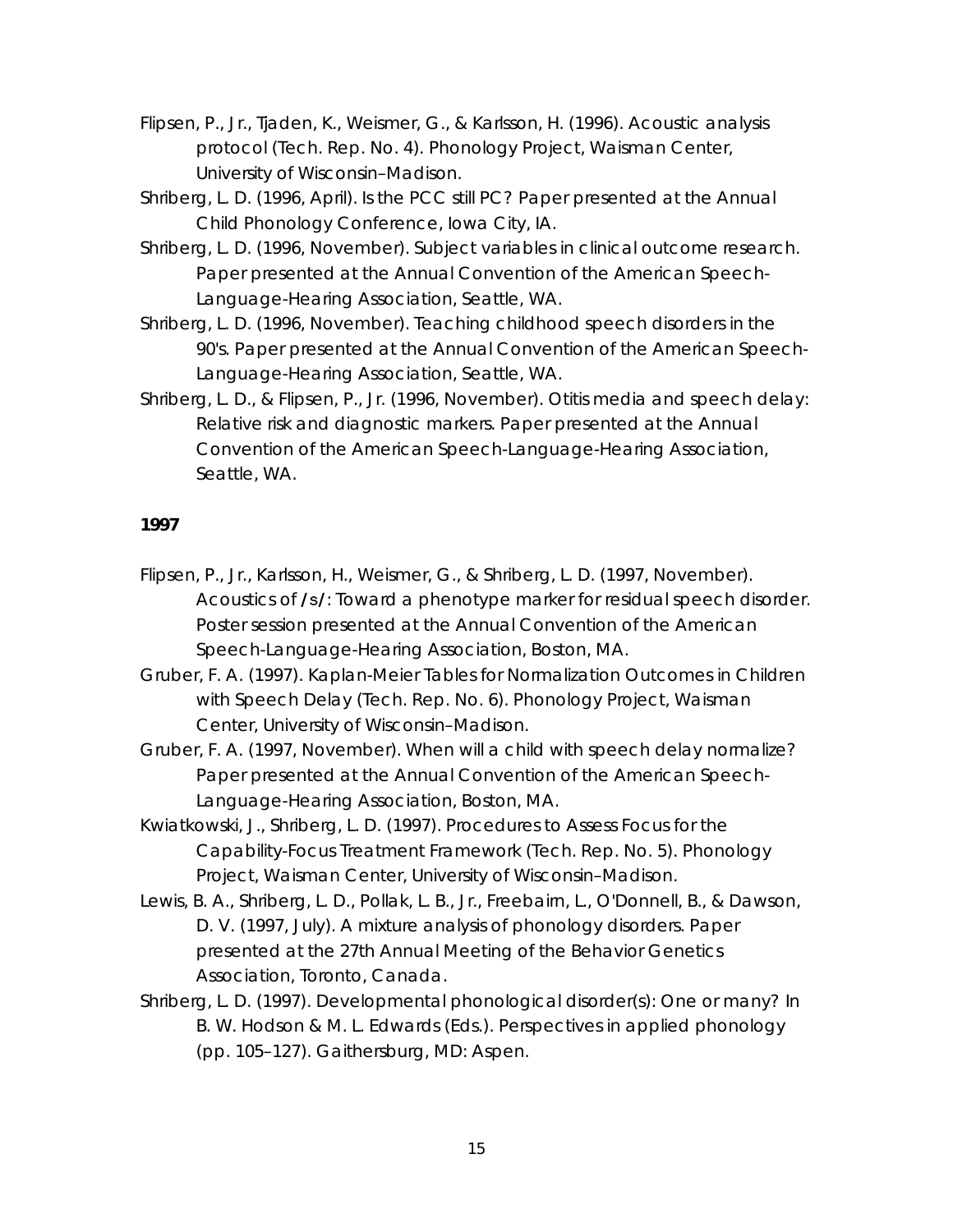Flipsen, P., Jr., Tjaden, K., Weismer, G., & Karlsson, H. (1996). Acoustic analysis protocol (Tech. Rep. No. 4). Phonology Project, Waisman Center, University of Wisconsin–Madison.

Shriberg, L. D. (1996, April). Is the PCC still PC? Paper presented at the Annual Child Phonology Conference, Iowa City, IA.

Shriberg, L. D. (1996, November). Subject variables in clinical outcome research. Paper presented at the Annual Convention of the American Speech-Language-Hearing Association, Seattle, WA.

Shriberg, L. D. (1996, November). Teaching childhood speech disorders in the 90's. Paper presented at the Annual Convention of the American Speech-Language-Hearing Association, Seattle, WA.

Shriberg, L. D., & Flipsen, P., Jr. (1996, November). Otitis media and speech delay: Relative risk and diagnostic markers. Paper presented at the Annual Convention of the American Speech-Language-Hearing Association, Seattle, WA.

**1997**

Flipsen, P., Jr., Karlsson, H., Weismer, G., & Shriberg, L. D. (1997, November). Acoustics of /s/: Toward a phenotype marker for residual speech disorder. Poster session presented at the Annual Convention of the American Speech-Language-Hearing Association, Boston, MA.

Gruber, F. A. (1997). Kaplan-Meier Tables for Normalization Outcomes in Children with Speech Delay (Tech. Rep. No. 6). Phonology Project, Waisman Center, University of Wisconsin–Madison.

Gruber, F. A. (1997, November). When will a child with speech delay normalize? Paper presented at the Annual Convention of the American Speech-Language-Hearing Association, Boston, MA.

Kwiatkowski, J., Shriberg, L. D. (1997). Procedures to Assess Focus for the Capability-Focus Treatment Framework (Tech. Rep. No. 5). Phonology Project, Waisman Center, University of Wisconsin–Madison.

Lewis, B. A., Shriberg, L. D., Pollak, L. B., Jr., Freebairn, L., O'Donnell, B., & Dawson, D. V. (1997, July). A mixture analysis of phonology disorders. Paper presented at the 27th Annual Meeting of the Behavior Genetics Association, Toronto, Canada.

Shriberg, L. D. (1997). Developmental phonological disorder(s): One or many? In B. W. Hodson & M. L. Edwards (Eds.). Perspectives in applied phonology (pp. 105–127). Gaithersburg, MD: Aspen.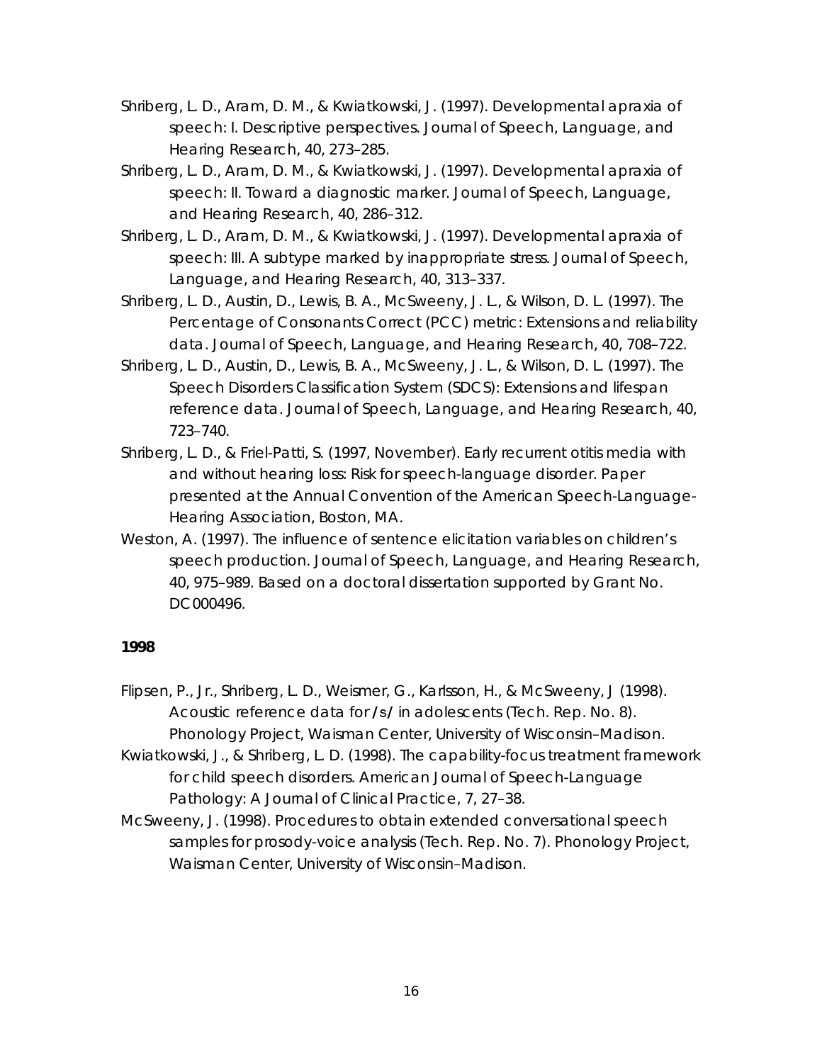Shriberg, L. D., Aram, D. M., & Kwiatkowski, J. (1997). Developmental apraxia of speech: I. Descriptive perspectives. Journal of Speech, Language, and Hearing Research, 40, 273–285.

Shriberg, L. D., Aram, D. M., & Kwiatkowski, J. (1997). Developmental apraxia of speech: II. Toward a diagnostic marker. Journal of Speech, Language, and Hearing Research, 40, 286–312.

Shriberg, L. D., Aram, D. M., & Kwiatkowski, J. (1997). Developmental apraxia of speech: III. A subtype marked by inappropriate stress. Journal of Speech, Language, and Hearing Research, 40, 313–337.

Shriberg, L. D., Austin, D., Lewis, B. A., McSweeny, J. L., & Wilson, D. L. (1997). The Percentage of Consonants Correct (PCC) metric: Extensions and reliability data. Journal of Speech, Language, and Hearing Research, 40, 708–722.

Shriberg, L. D., Austin, D., Lewis, B. A., McSweeny, J. L., & Wilson, D. L. (1997). The Speech Disorders Classification System (SDCS): Extensions and lifespan reference data. Journal of Speech, Language, and Hearing Research, 40, 723–740.

Shriberg, L. D., & Friel-Patti, S. (1997, November). Early recurrent otitis media with and without hearing loss: Risk for speech-language disorder. Paper presented at the Annual Convention of the American Speech-Language-Hearing Association, Boston, MA.

Weston, A. (1997). The influence of sentence elicitation variables on children's speech production. Journal of Speech, Language, and Hearing Research, 40, 975–989. Based on a doctoral dissertation supported by Grant No. DC000496.

**1998**

Flipsen, P., Jr., Shriberg, L. D., Weismer, G., Karlsson, H., & McSweeny, J (1998). Acoustic reference data for **/s/** in adolescents (Tech. Rep. No. 8). Phonology Project, Waisman Center, University of Wisconsin–Madison.

Kwiatkowski, J., & Shriberg, L. D. (1998). The capability-focus treatment framework for child speech disorders. American Journal of Speech-Language Pathology: A Journal of Clinical Practice, 7, 27–38.

McSweeny, J. (1998). Procedures to obtain extended conversational speech samples for prosody-voice analysis (Tech. Rep. No. 7). Phonology Project, Waisman Center, University of Wisconsin–Madison.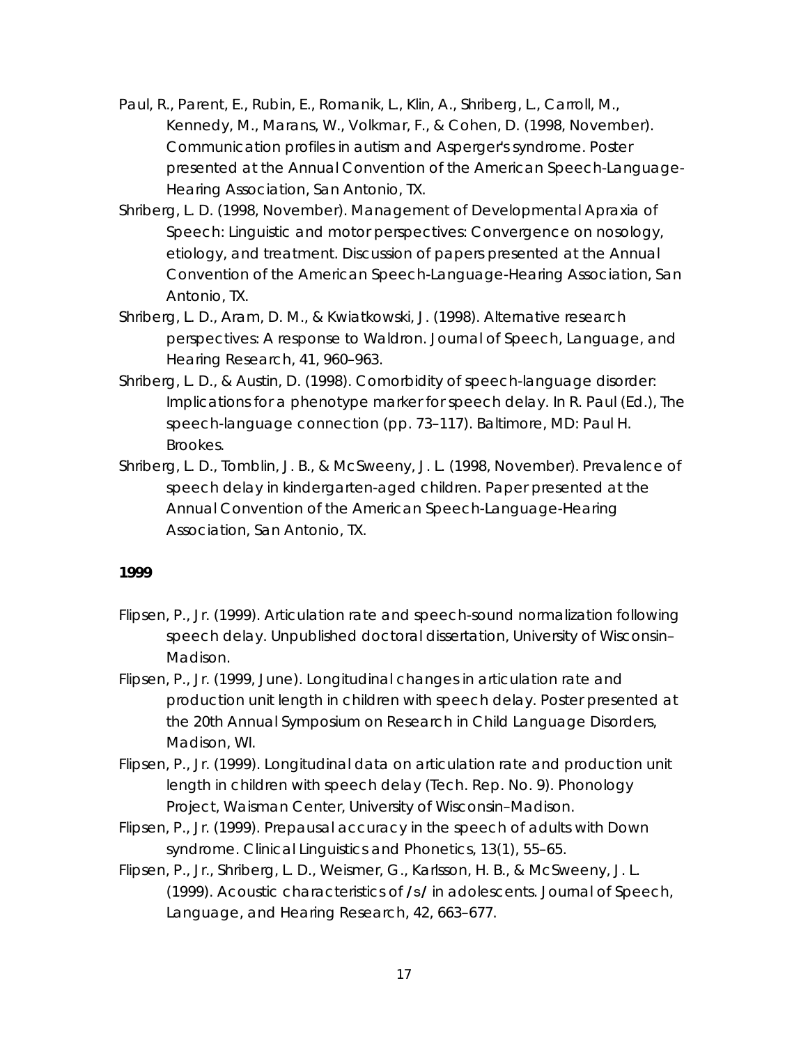Paul, R., Parent, E., Rubin, E., Romanik, L., Klin, A., Shriberg, L., Carroll, M., Kennedy, M., Marans, W., Volkmar, F., & Cohen, D. (1998, November). Communication profiles in autism and Asperger's syndrome. Poster presented at the Annual Convention of the American Speech-Language-Hearing Association, San Antonio, TX.

Shriberg, L. D. (1998, November). Management of Developmental Apraxia of Speech: Linguistic and motor perspectives: Convergence on nosology, etiology, and treatment. Discussion of papers presented at the Annual Convention of the American Speech-Language-Hearing Association, San Antonio, TX.

Shriberg, L. D., Aram, D. M., & Kwiatkowski, J. (1998). Alternative research perspectives: A response to Waldron. Journal of Speech, Language, and Hearing Research, 41, 960–963.

Shriberg, L. D., & Austin, D. (1998). Comorbidity of speech-language disorder: Implications for a phenotype marker for speech delay. In R. Paul (Ed.), The speech-language connection (pp. 73–117). Baltimore, MD: Paul H. Brookes.

Shriberg, L. D., Tomblin, J. B., & McSweeny, J. L. (1998, November). Prevalence of speech delay in kindergarten-aged children. Paper presented at the Annual Convention of the American Speech-Language-Hearing Association, San Antonio, TX.

**1999**

Flipsen, P., Jr. (1999). Articulation rate and speech-sound normalization following speech delay. Unpublished doctoral dissertation, University of Wisconsin–Madison.

Flipsen, P., Jr. (1999, June). Longitudinal changes in articulation rate and production unit length in children with speech delay. Poster presented at the 20th Annual Symposium on Research in Child Language Disorders, Madison, WI.

Flipsen, P., Jr. (1999). Longitudinal data on articulation rate and production unit length in children with speech delay (Tech. Rep. No. 9). Phonology Project, Waisman Center, University of Wisconsin–Madison.

Flipsen, P., Jr. (1999). Prepausal accuracy in the speech of adults with Down syndrome. Clinical Linguistics and Phonetics, 13(1), 55–65.

Flipsen, P., Jr., Shriberg, L. D., Weismer, G., Karlsson, H. B., & McSweeny, J. L. (1999). Acoustic characteristics of /s/ in adolescents. Journal of Speech, Language, and Hearing Research, 42, 663–677.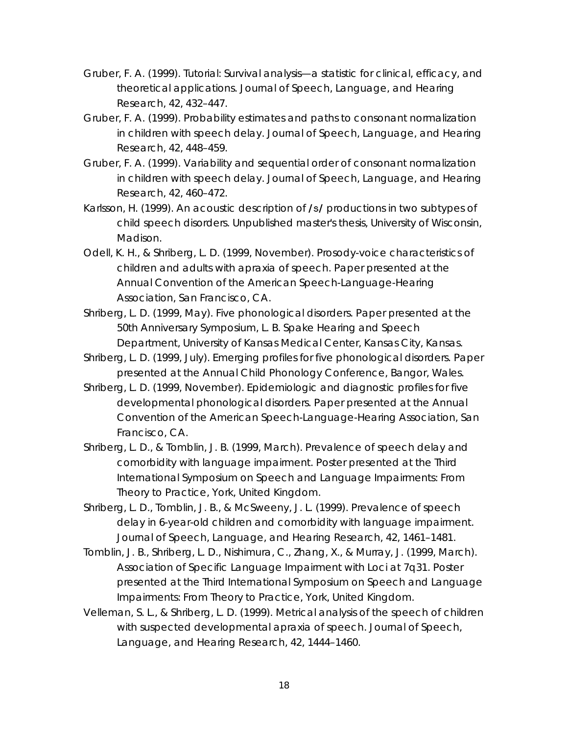Gruber, F. A. (1999). Tutorial: Survival analysis—a statistic for clinical, efficacy, and theoretical applications. Journal of Speech, Language, and Hearing Research, 42, 432–447.

Gruber, F. A. (1999). Probability estimates and paths to consonant normalization in children with speech delay. Journal of Speech, Language, and Hearing Research, 42, 448–459.

Gruber, F. A. (1999). Variability and sequential order of consonant normalization in children with speech delay. Journal of Speech, Language, and Hearing Research, 42, 460–472.

Karlsson, H. (1999). An acoustic description of /s/ productions in two subtypes of child speech disorders. Unpublished master's thesis, University of Wisconsin, Madison.

Odell, K. H., & Shriberg, L. D. (1999, November). Prosody-voice characteristics of children and adults with apraxia of speech. Paper presented at the Annual Convention of the American Speech-Language-Hearing Association, San Francisco, CA.

Shriberg, L. D. (1999, May). Five phonological disorders. Paper presented at the 50th Anniversary Symposium, L. B. Spake Hearing and Speech Department, University of Kansas Medical Center, Kansas City, Kansas.

Shriberg, L. D. (1999, July). Emerging profiles for five phonological disorders. Paper presented at the Annual Child Phonology Conference, Bangor, Wales.

Shriberg, L. D. (1999, November). Epidemiologic and diagnostic profiles for five developmental phonological disorders. Paper presented at the Annual Convention of the American Speech-Language-Hearing Association, San Francisco, CA.

Shriberg, L. D., & Tomblin, J. B. (1999, March). Prevalence of speech delay and comorbidity with language impairment. Poster presented at the Third International Symposium on Speech and Language Impairments: From Theory to Practice, York, United Kingdom.

Shriberg, L. D., Tomblin, J. B., & McSweeny, J. L. (1999). Prevalence of speech delay in 6-year-old children and comorbidity with language impairment. Journal of Speech, Language, and Hearing Research, 42, 1461–1481.

Tomblin, J. B., Shriberg, L. D., Nishimura, C., Zhang, X., & Murray, J. (1999, March). Association of Specific Language Impairment with Loci at 7q31. Poster presented at the Third International Symposium on Speech and Language Impairments: From Theory to Practice, York, United Kingdom.

Velleman, S. L., & Shriberg, L. D. (1999). Metrical analysis of the speech of children with suspected developmental apraxia of speech. Journal of Speech, Language, and Hearing Research, 42, 1444–1460.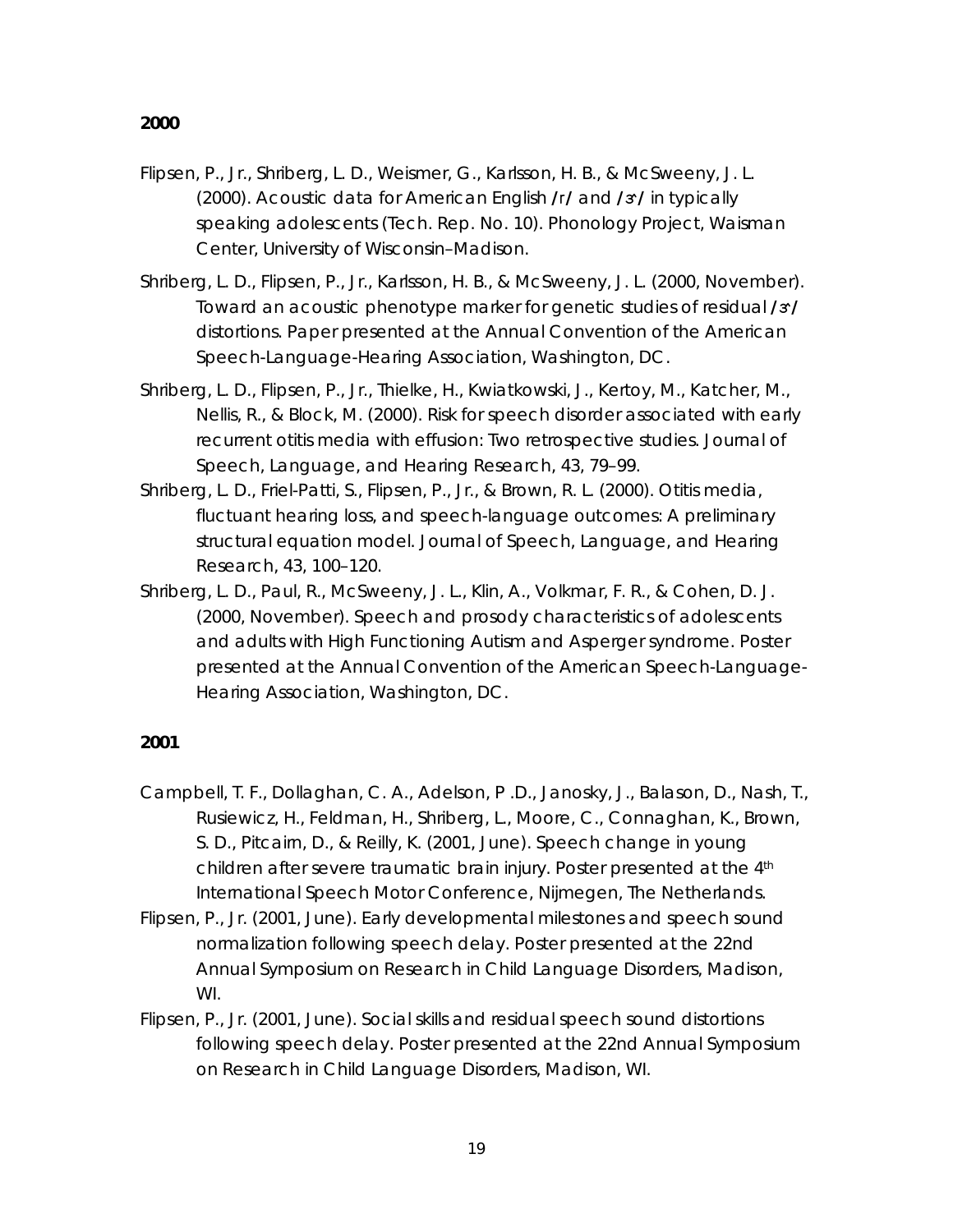**2000**

Flipsen, P., Jr., Shriberg, L. D., Weismer, G., Karlsson, H. B., & McSweeny, J. L. (2000). Acoustic data for American English /r/ and /ɝ/ in typically speaking adolescents (Tech. Rep. No. 10). Phonology Project, Waisman Center, University of Wisconsin–Madison.

Shriberg, L. D., Flipsen, P., Jr., Karlsson, H. B., & McSweeny, J. L. (2000, November). Toward an acoustic phenotype marker for genetic studies of residual /ɝ/ distortions. Paper presented at the Annual Convention of the American Speech-Language-Hearing Association, Washington, DC.

Shriberg, L. D., Flipsen, P., Jr., Thielke, H., Kwiatkowski, J., Kertoy, M., Katcher, M., Nellis, R., & Block, M. (2000). Risk for speech disorder associated with early recurrent otitis media with effusion: Two retrospective studies. Journal of Speech, Language, and Hearing Research, 43, 79–99.

Shriberg, L. D., Friel-Patti, S., Flipsen, P., Jr., & Brown, R. L. (2000). Otitis media, fluctuant hearing loss, and speech-language outcomes: A preliminary structural equation model. Journal of Speech, Language, and Hearing Research, 43, 100–120.

Shriberg, L. D., Paul, R., McSweeny, J. L., Klin, A., Volkmar, F. R., & Cohen, D. J. (2000, November). Speech and prosody characteristics of adolescents and adults with High Functioning Autism and Asperger syndrome. Poster presented at the Annual Convention of the American Speech-Language-Hearing Association, Washington, DC.

**2001**

Campbell, T. F., Dollaghan, C. A., Adelson, P .D., Janosky, J., Balason, D., Nash, T., Rusiewicz, H., Feldman, H., Shriberg, L., Moore, C., Connaghan, K., Brown, S. D., Pitcairn, D., & Reilly, K. (2001, June). Speech change in young children after severe traumatic brain injury. Poster presented at the 4th International Speech Motor Conference, Nijmegen, The Netherlands.

Flipsen, P., Jr. (2001, June). Early developmental milestones and speech sound normalization following speech delay. Poster presented at the 22nd Annual Symposium on Research in Child Language Disorders, Madison, WI.

Flipsen, P., Jr. (2001, June). Social skills and residual speech sound distortions following speech delay. Poster presented at the 22nd Annual Symposium on Research in Child Language Disorders, Madison, WI.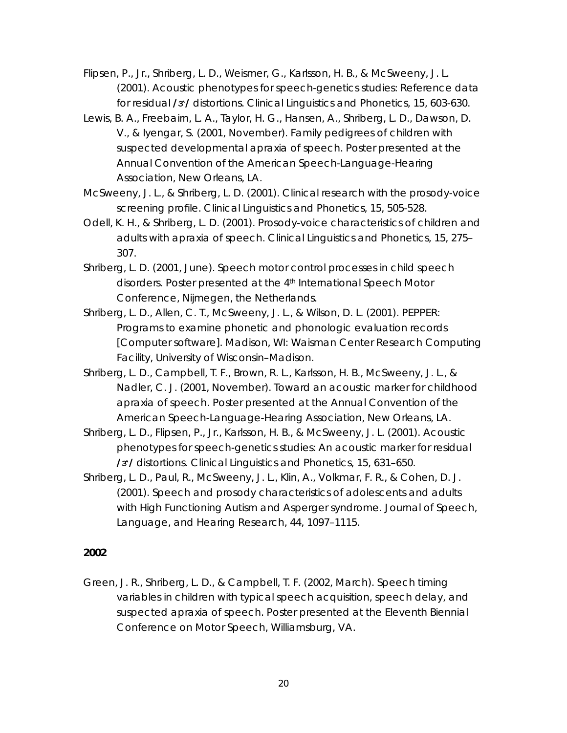Flipsen, P., Jr., Shriberg, L. D., Weismer, G., Karlsson, H. B., & McSweeny, J. L. (2001). Acoustic phenotypes for speech-genetics studies: Reference data for residual /ɝ/ distortions. *Clinical Linguistics and Phonetics, 15*, 603-630.

Lewis, B. A., Freebairn, L. A., Taylor, H. G., Hansen, A., Shriberg, L. D., Dawson, D. V., & Iyengar, S. (2001, November). *Family pedigrees of children with suspected developmental apraxia of speech.* Poster presented at the Annual Convention of the American Speech-Language-Hearing Association, New Orleans, LA.

McSweeny, J. L., & Shriberg, L. D. (2001). Clinical research with the prosody-voice screening profile. *Clinical Linguistics and Phonetics, 15*, 505-528.

Odell, K. H., & Shriberg, L. D. (2001). Prosody-voice characteristics of children and adults with apraxia of speech. *Clinical Linguistics and Phonetics, 15*, 275–307.

Shriberg, L. D. (2001, June). *Speech motor control processes in child speech disorders.* Poster presented at the 4th International Speech Motor Conference, Nijmegen, the Netherlands.

Shriberg, L. D., Allen, C. T., McSweeny, J. L., & Wilson, D. L. (2001). *PEPPER: Programs to examine phonetic and phonologic evaluation records* [Computer software]. Madison, WI: Waisman Center Research Computing Facility, University of Wisconsin–Madison.

Shriberg, L. D., Campbell, T. F., Brown, R. L., Karlsson, H. B., McSweeny, J. L., & Nadler, C. J. (2001, November). *Toward an acoustic marker for childhood apraxia of speech.* Poster presented at the Annual Convention of the American Speech-Language-Hearing Association, New Orleans, LA.

Shriberg, L. D., Flipsen, P., Jr., Karlsson, H. B., & McSweeny, J. L. (2001). Acoustic phenotypes for speech-genetics studies: An acoustic marker for residual /ɝ/ distortions. *Clinical Linguistics and Phonetics, 15*, 631–650.

Shriberg, L. D., Paul, R., McSweeny, J. L., Klin, A., Volkmar, F. R., & Cohen, D. J. (2001). Speech and prosody characteristics of adolescents and adults with High Functioning Autism and Asperger syndrome. *Journal of Speech, Language, and Hearing Research, 44*, 1097–1115.

**2002**

Green, J. R., Shriberg, L. D., & Campbell, T. F. (2002, March). *Speech timing variables in children with typical speech acquisition, speech delay, and suspected apraxia of speech.* Poster presented at the Eleventh Biennial Conference on Motor Speech, Williamsburg, VA.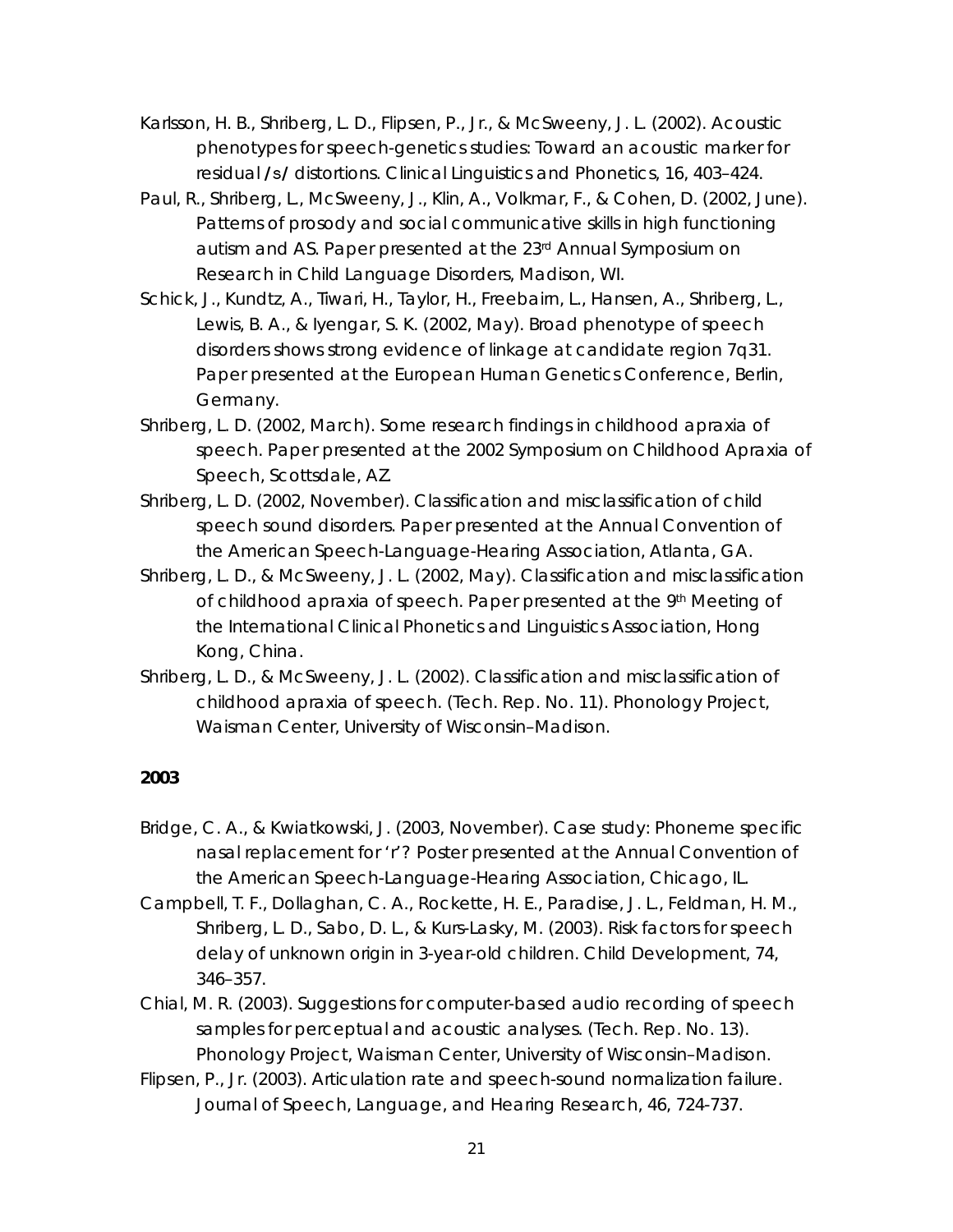Karlsson, H. B., Shriberg, L. D., Flipsen, P., Jr., & McSweeny, J. L. (2002). Acoustic phenotypes for speech-genetics studies: Toward an acoustic marker for residual /s/ distortions. *Clinical Linguistics and Phonetics, 16*, 403–424.

Paul, R., Shriberg, L., McSweeny, J., Klin, A., Volkmar, F., & Cohen, D. (2002, June). *Patterns of prosody and social communicative skills in high functioning autism and AS.* Paper presented at the 23rd Annual Symposium on Research in Child Language Disorders, Madison, WI.

Schick, J., Kundtz, A., Tiwari, H., Taylor, H., Freebairn, L., Hansen, A., Shriberg, L., Lewis, B. A., & Iyengar, S. K. (2002, May). *Broad phenotype of speech disorders shows strong evidence of linkage at candidate region 7q31.* Paper presented at the European Human Genetics Conference, Berlin, Germany.

Shriberg, L. D. (2002, March). *Some research findings in childhood apraxia of speech.* Paper presented at the 2002 Symposium on Childhood Apraxia of Speech, Scottsdale, AZ.

Shriberg, L. D. (2002, November). *Classification and misclassification of child speech sound disorders.* Paper presented at the Annual Convention of the American Speech-Language-Hearing Association, Atlanta, GA.

Shriberg, L. D., & McSweeny, J. L. (2002, May). *Classification and misclassification of childhood apraxia of speech.* Paper presented at the 9th Meeting of the International Clinical Phonetics and Linguistics Association, Hong Kong, China.

Shriberg, L. D., & McSweeny, J. L. (2002). *Classification and misclassification of childhood apraxia of speech.* (Tech. Rep. No. 11). Phonology Project, Waisman Center, University of Wisconsin–Madison.

**2003**

Bridge, C. A., & Kwiatkowski, J. (2003, November). *Case study: Phoneme specific nasal replacement for 'r'?* Poster presented at the Annual Convention of the American Speech-Language-Hearing Association, Chicago, IL.

Campbell, T. F., Dollaghan, C. A., Rockette, H. E., Paradise, J. L., Feldman, H. M., Shriberg, L. D., Sabo, D. L., & Kurs-Lasky, M. (2003). Risk factors for speech delay of unknown origin in 3-year-old children. *Child Development, 74*, 346–357.

Chial, M. R. (2003). *Suggestions for computer-based audio recording of speech samples for perceptual and acoustic analyses.* (Tech. Rep. No. 13). Phonology Project, Waisman Center, University of Wisconsin–Madison.

Flipsen, P., Jr. (2003). Articulation rate and speech-sound normalization failure. *Journal of Speech, Language, and Hearing Research, 46*, 724-737.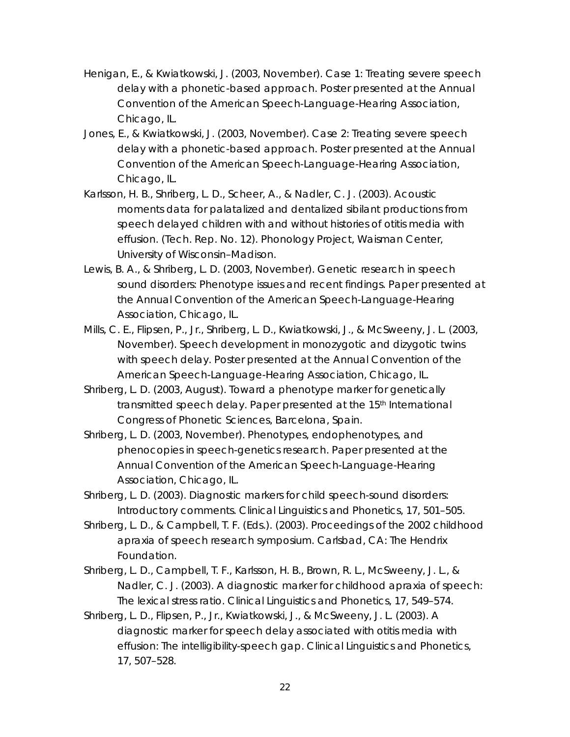Henigan, E., & Kwiatkowski, J. (2003, November). Case 1: Treating severe speech delay with a phonetic-based approach. Poster presented at the Annual Convention of the American Speech-Language-Hearing Association, Chicago, IL.

Jones, E., & Kwiatkowski, J. (2003, November). Case 2: Treating severe speech delay with a phonetic-based approach. Poster presented at the Annual Convention of the American Speech-Language-Hearing Association, Chicago, IL.

Karlsson, H. B., Shriberg, L. D., Scheer, A., & Nadler, C. J. (2003). Acoustic moments data for palatalized and dentalized sibilant productions from speech delayed children with and without histories of otitis media with effusion. (Tech. Rep. No. 12). Phonology Project, Waisman Center, University of Wisconsin–Madison.

Lewis, B. A., & Shriberg, L. D. (2003, November). Genetic research in speech sound disorders: Phenotype issues and recent findings. Paper presented at the Annual Convention of the American Speech-Language-Hearing Association, Chicago, IL.

Mills, C. E., Flipsen, P., Jr., Shriberg, L. D., Kwiatkowski, J., & McSweeny, J. L. (2003, November). Speech development in monozygotic and dizygotic twins with speech delay. Poster presented at the Annual Convention of the American Speech-Language-Hearing Association, Chicago, IL.

Shriberg, L. D. (2003, August). Toward a phenotype marker for genetically transmitted speech delay. Paper presented at the 15th International Congress of Phonetic Sciences, Barcelona, Spain.

Shriberg, L. D. (2003, November). Phenotypes, endophenotypes, and phenocopies in speech-genetics research. Paper presented at the Annual Convention of the American Speech-Language-Hearing Association, Chicago, IL.

Shriberg, L. D. (2003). Diagnostic markers for child speech-sound disorders: Introductory comments. Clinical Linguistics and Phonetics, 17, 501–505.

Shriberg, L. D., & Campbell, T. F. (Eds.). (2003). Proceedings of the 2002 childhood apraxia of speech research symposium. Carlsbad, CA: The Hendrix Foundation.

Shriberg, L. D., Campbell, T. F., Karlsson, H. B., Brown, R. L., McSweeny, J. L., & Nadler, C. J. (2003). A diagnostic marker for childhood apraxia of speech: The lexical stress ratio. Clinical Linguistics and Phonetics, 17, 549–574.

Shriberg, L. D., Flipsen, P., Jr., Kwiatkowski, J., & McSweeny, J. L. (2003). A diagnostic marker for speech delay associated with otitis media with effusion: The intelligibility-speech gap. Clinical Linguistics and Phonetics, 17, 507–528.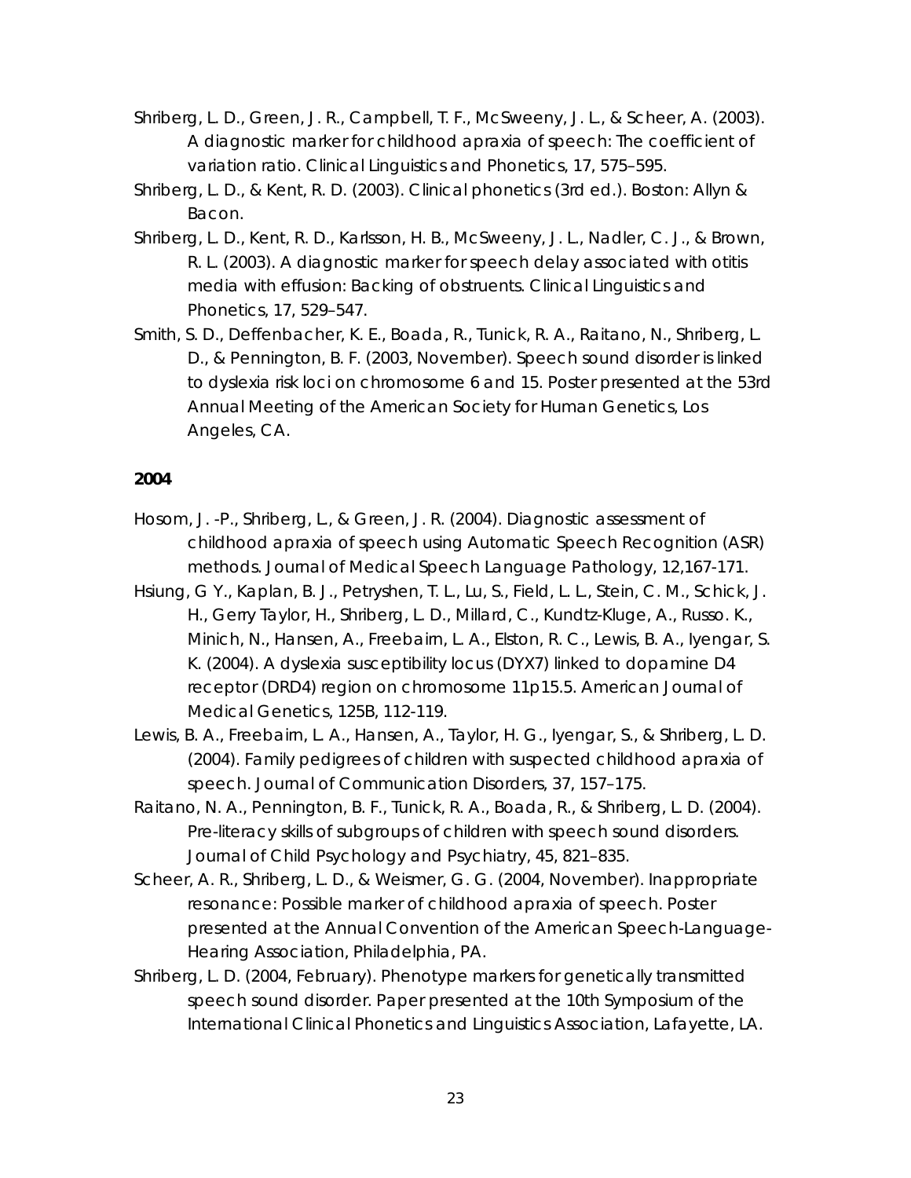Shriberg, L. D., Green, J. R., Campbell, T. F., McSweeny, J. L., & Scheer, A. (2003). A diagnostic marker for childhood apraxia of speech: The coefficient of variation ratio. Clinical Linguistics and Phonetics, 17, 575–595.

Shriberg, L. D., & Kent, R. D. (2003). Clinical phonetics (3rd ed.). Boston: Allyn & Bacon.

Shriberg, L. D., Kent, R. D., Karlsson, H. B., McSweeny, J. L., Nadler, C. J., & Brown, R. L. (2003). A diagnostic marker for speech delay associated with otitis media with effusion: Backing of obstruents. Clinical Linguistics and Phonetics, 17, 529–547.

Smith, S. D., Deffenbacher, K. E., Boada, R., Tunick, R. A., Raitano, N., Shriberg, L. D., & Pennington, B. F. (2003, November). Speech sound disorder is linked to dyslexia risk loci on chromosome 6 and 15. Poster presented at the 53rd Annual Meeting of the American Society for Human Genetics, Los Angeles, CA.

**2004**

Hosom, J. -P., Shriberg, L., & Green, J. R. (2004). Diagnostic assessment of childhood apraxia of speech using Automatic Speech Recognition (ASR) methods. Journal of Medical Speech Language Pathology, 12,167-171.

Hsiung, G Y., Kaplan, B. J., Petryshen, T. L., Lu, S., Field, L. L., Stein, C. M., Schick, J. H., Gerry Taylor, H., Shriberg, L. D., Millard, C., Kundtz-Kluge, A., Russo. K., Minich, N., Hansen, A., Freebairn, L. A., Elston, R. C., Lewis, B. A., Iyengar, S. K. (2004). A dyslexia susceptibility locus (DYX7) linked to dopamine D4 receptor (DRD4) region on chromosome 11p15.5. American Journal of Medical Genetics, 125B, 112-119.

Lewis, B. A., Freebairn, L. A., Hansen, A., Taylor, H. G., Iyengar, S., & Shriberg, L. D. (2004). Family pedigrees of children with suspected childhood apraxia of speech. Journal of Communication Disorders, 37, 157–175.

Raitano, N. A., Pennington, B. F., Tunick, R. A., Boada, R., & Shriberg, L. D. (2004). Pre-literacy skills of subgroups of children with speech sound disorders. Journal of Child Psychology and Psychiatry, 45, 821–835.

Scheer, A. R., Shriberg, L. D., & Weismer, G. G. (2004, November). Inappropriate resonance: Possible marker of childhood apraxia of speech. Poster presented at the Annual Convention of the American Speech-Language-Hearing Association, Philadelphia, PA.

Shriberg, L. D. (2004, February). Phenotype markers for genetically transmitted speech sound disorder. Paper presented at the 10th Symposium of the International Clinical Phonetics and Linguistics Association, Lafayette, LA.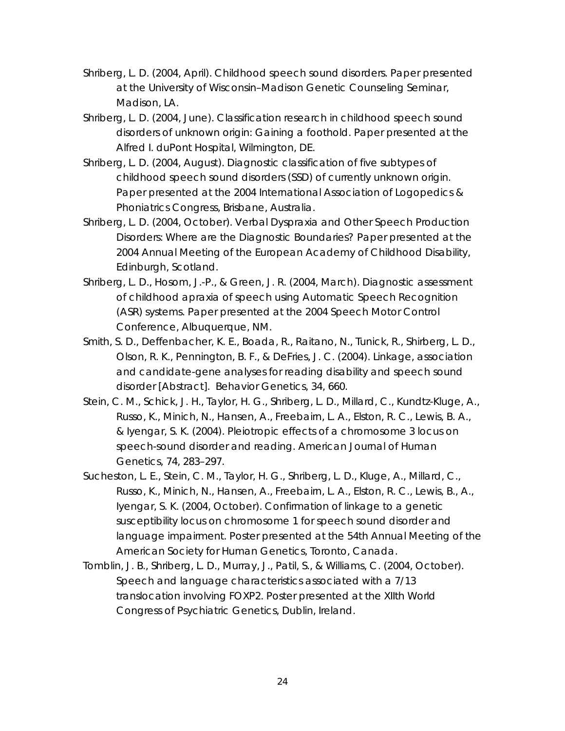Shriberg, L. D. (2004, April). Childhood speech sound disorders. Paper presented at the University of Wisconsin–Madison Genetic Counseling Seminar, Madison, LA.

Shriberg, L. D. (2004, June). Classification research in childhood speech sound disorders of unknown origin: Gaining a foothold. Paper presented at the Alfred I. duPont Hospital, Wilmington, DE.

Shriberg, L. D. (2004, August). Diagnostic classification of five subtypes of childhood speech sound disorders (SSD) of currently unknown origin. Paper presented at the 2004 International Association of Logopedics & Phoniatrics Congress, Brisbane, Australia.

Shriberg, L. D. (2004, October). Verbal Dyspraxia and Other Speech Production Disorders: Where are the Diagnostic Boundaries? Paper presented at the 2004 Annual Meeting of the European Academy of Childhood Disability, Edinburgh, Scotland.

Shriberg, L. D., Hosom, J.-P., & Green, J. R. (2004, March). Diagnostic assessment of childhood apraxia of speech using Automatic Speech Recognition (ASR) systems. Paper presented at the 2004 Speech Motor Control Conference, Albuquerque, NM.

Smith, S. D., Deffenbacher, K. E., Boada, R., Raitano, N., Tunick, R., Shirberg, L. D., Olson, R. K., Pennington, B. F., & DeFries, J. C. (2004). Linkage, association and candidate-gene analyses for reading disability and speech sound disorder [Abstract]. Behavior Genetics, 34, 660.

Stein, C. M., Schick, J. H., Taylor, H. G., Shriberg, L. D., Millard, C., Kundtz-Kluge, A., Russo, K., Minich, N., Hansen, A., Freebairn, L. A., Elston, R. C., Lewis, B. A., & Iyengar, S. K. (2004). Pleiotropic effects of a chromosome 3 locus on speech-sound disorder and reading. American Journal of Human Genetics, 74, 283–297.

Sucheston, L. E., Stein, C. M., Taylor, H. G., Shriberg, L. D., Kluge, A., Millard, C., Russo, K., Minich, N., Hansen, A., Freebairn, L. A., Elston, R. C., Lewis, B., A., Iyengar, S. K. (2004, October). Confirmation of linkage to a genetic susceptibility locus on chromosome 1 for speech sound disorder and language impairment. Poster presented at the 54th Annual Meeting of the American Society for Human Genetics, Toronto, Canada.

Tomblin, J. B., Shriberg, L. D., Murray, J., Patil, S., & Williams, C. (2004, October). Speech and language characteristics associated with a 7/13 translocation involving FOXP2. Poster presented at the XIIth World Congress of Psychiatric Genetics, Dublin, Ireland.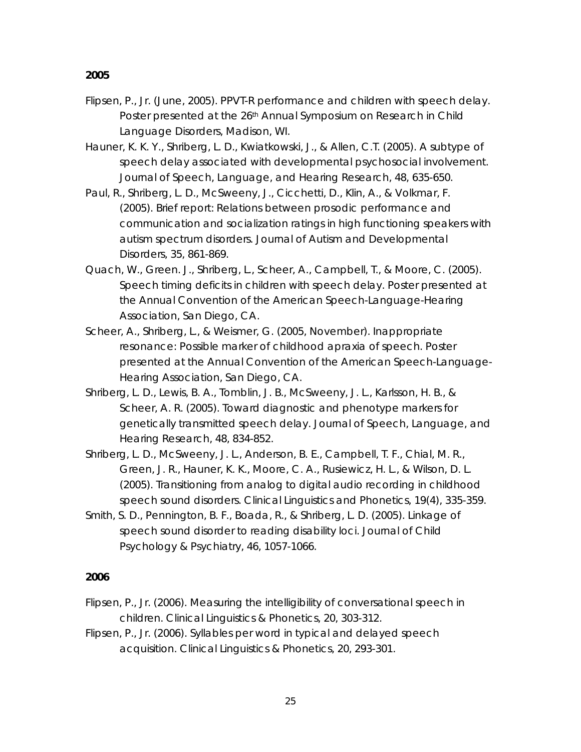**2005**

Flipsen, P., Jr. (June, 2005). PPVT-R performance and children with speech delay. Poster presented at the 26th Annual Symposium on Research in Child Language Disorders, Madison, WI.

Hauner, K. K. Y., Shriberg, L. D., Kwiatkowski, J., & Allen, C.T. (2005). A subtype of speech delay associated with developmental psychosocial involvement. Journal of Speech, Language, and Hearing Research, 48, 635-650.

Paul, R., Shriberg, L. D., McSweeny, J., Cicchetti, D., Klin, A., & Volkmar, F. (2005). Brief report: Relations between prosodic performance and communication and socialization ratings in high functioning speakers with autism spectrum disorders. Journal of Autism and Developmental Disorders, 35, 861-869.

Quach, W., Green. J., Shriberg, L., Scheer, A., Campbell, T., & Moore, C. (2005). Speech timing deficits in children with speech delay. Poster presented at the Annual Convention of the American Speech-Language-Hearing Association, San Diego, CA.

Scheer, A., Shriberg, L., & Weismer, G. (2005, November). Inappropriate resonance: Possible marker of childhood apraxia of speech. Poster presented at the Annual Convention of the American Speech-Language-Hearing Association, San Diego, CA.

Shriberg, L. D., Lewis, B. A., Tomblin, J. B., McSweeny, J. L., Karlsson, H. B., & Scheer, A. R. (2005). Toward diagnostic and phenotype markers for genetically transmitted speech delay. Journal of Speech, Language, and Hearing Research, 48, 834-852.

Shriberg, L. D., McSweeny, J. L., Anderson, B. E., Campbell, T. F., Chial, M. R., Green, J. R., Hauner, K. K., Moore, C. A., Rusiewicz, H. L., & Wilson, D. L. (2005). Transitioning from analog to digital audio recording in childhood speech sound disorders. Clinical Linguistics and Phonetics, 19(4), 335-359.

Smith, S. D., Pennington, B. F., Boada, R., & Shriberg, L. D. (2005). Linkage of speech sound disorder to reading disability loci. Journal of Child Psychology & Psychiatry, 46, 1057-1066.

**2006**

Flipsen, P., Jr. (2006). Measuring the intelligibility of conversational speech in children. Clinical Linguistics & Phonetics, 20, 303-312.

Flipsen, P., Jr. (2006). Syllables per word in typical and delayed speech acquisition. Clinical Linguistics & Phonetics, 20, 293-301.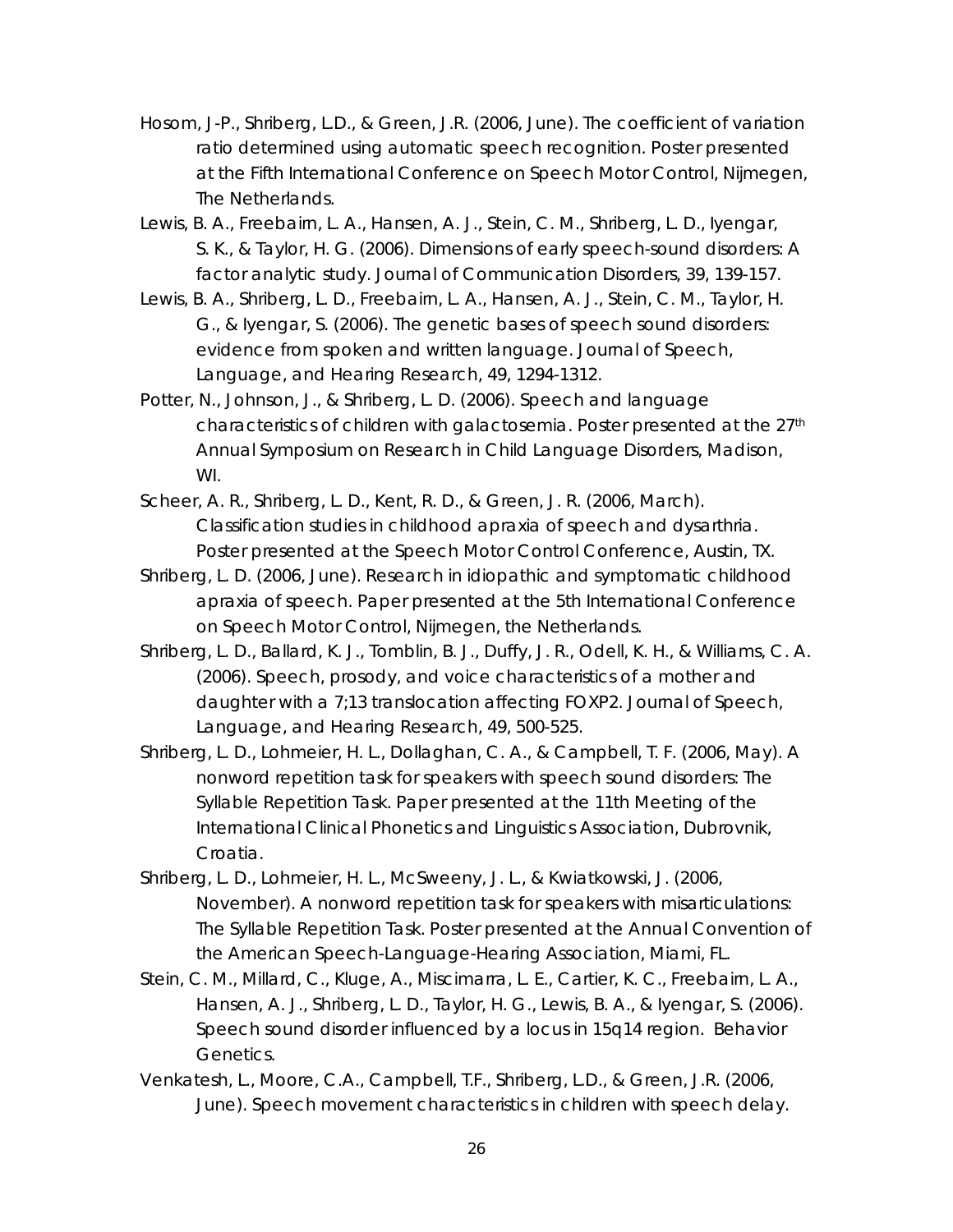Hosom, J-P., Shriberg, L.D., & Green, J.R. (2006, June). The coefficient of variation ratio determined using automatic speech recognition. Poster presented at the Fifth International Conference on Speech Motor Control, Nijmegen, The Netherlands.

Lewis, B. A., Freebairn, L. A., Hansen, A. J., Stein, C. M., Shriberg, L. D., Iyengar, S. K., & Taylor, H. G. (2006). Dimensions of early speech-sound disorders: A factor analytic study. Journal of Communication Disorders, 39, 139-157.

Lewis, B. A., Shriberg, L. D., Freebairn, L. A., Hansen, A. J., Stein, C. M., Taylor, H. G., & Iyengar, S. (2006). The genetic bases of speech sound disorders: evidence from spoken and written language. Journal of Speech, Language, and Hearing Research, 49, 1294-1312.

Potter, N., Johnson, J., & Shriberg, L. D. (2006). Speech and language characteristics of children with galactosemia. Poster presented at the 27th Annual Symposium on Research in Child Language Disorders, Madison, WI.

Scheer, A. R., Shriberg, L. D., Kent, R. D., & Green, J. R. (2006, March). Classification studies in childhood apraxia of speech and dysarthria. Poster presented at the Speech Motor Control Conference, Austin, TX.

Shriberg, L. D. (2006, June). Research in idiopathic and symptomatic childhood apraxia of speech. Paper presented at the 5th International Conference on Speech Motor Control, Nijmegen, the Netherlands.

Shriberg, L. D., Ballard, K. J., Tomblin, B. J., Duffy, J. R., Odell, K. H., & Williams, C. A. (2006). Speech, prosody, and voice characteristics of a mother and daughter with a 7;13 translocation affecting FOXP2. Journal of Speech, Language, and Hearing Research, 49, 500-525.

Shriberg, L. D., Lohmeier, H. L., Dollaghan, C. A., & Campbell, T. F. (2006, May). A nonword repetition task for speakers with speech sound disorders: The Syllable Repetition Task. Paper presented at the 11th Meeting of the International Clinical Phonetics and Linguistics Association, Dubrovnik, Croatia.

Shriberg, L. D., Lohmeier, H. L., McSweeny, J. L., & Kwiatkowski, J. (2006, November). A nonword repetition task for speakers with misarticulations: The Syllable Repetition Task. Poster presented at the Annual Convention of the American Speech-Language-Hearing Association, Miami, FL.

Stein, C. M., Millard, C., Kluge, A., Miscimarra, L. E., Cartier, K. C., Freebairn, L. A., Hansen, A. J., Shriberg, L. D., Taylor, H. G., Lewis, B. A., & Iyengar, S. (2006). Speech sound disorder influenced by a locus in 15q14 region. Behavior Genetics.

Venkatesh, L., Moore, C.A., Campbell, T.F., Shriberg, L.D., & Green, J.R. (2006, June). Speech movement characteristics in children with speech delay.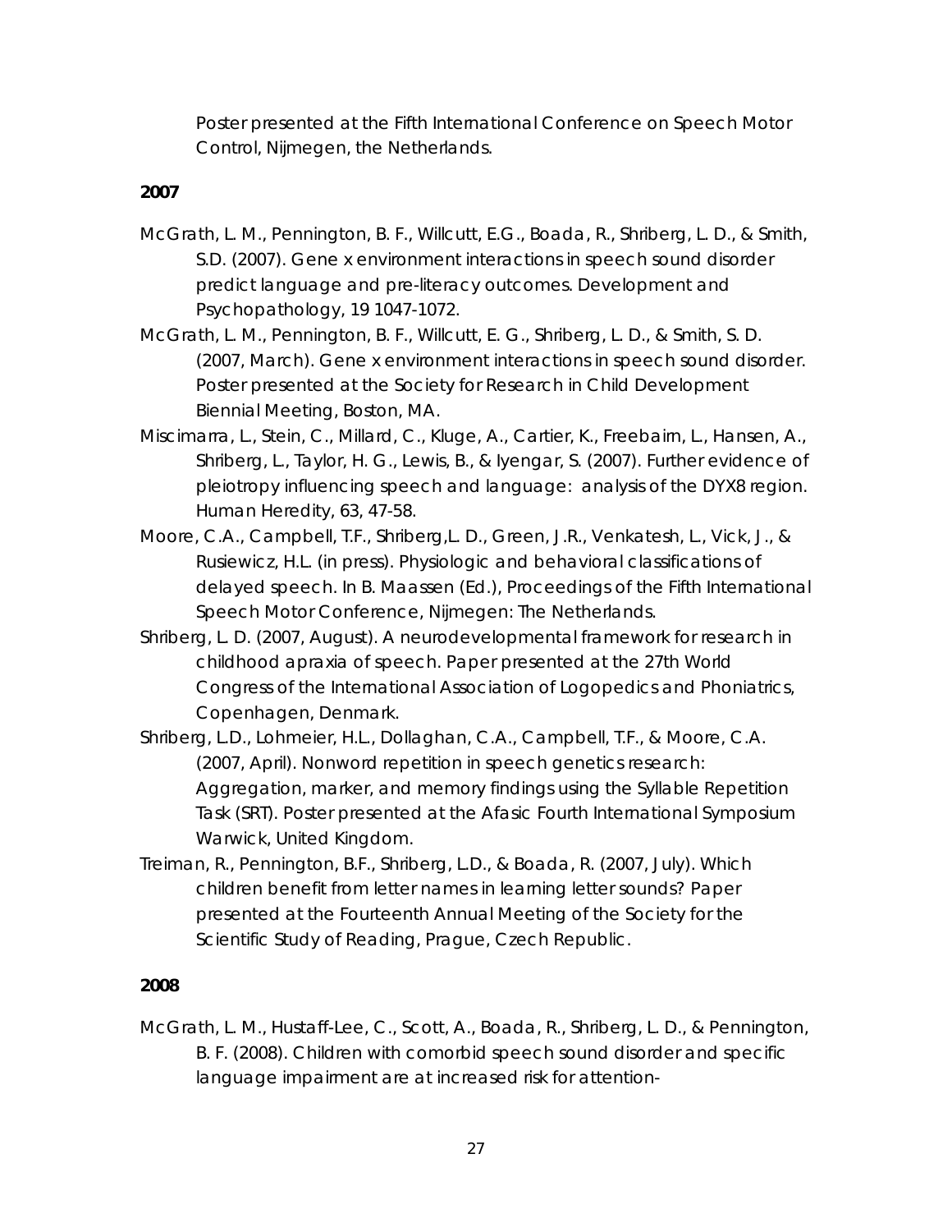Poster presented at the Fifth International Conference on Speech Motor Control, Nijmegen, the Netherlands.

**2007**

McGrath, L. M., Pennington, B. F., Willcutt, E.G., Boada, R., Shriberg, L. D., & Smith, S.D. (2007). Gene x environment interactions in speech sound disorder predict language and pre-literacy outcomes. Development and Psychopathology, 19 1047-1072.

McGrath, L. M., Pennington, B. F., Willcutt, E. G., Shriberg, L. D., & Smith, S. D. (2007, March). Gene x environment interactions in speech sound disorder. Poster presented at the Society for Research in Child Development Biennial Meeting, Boston, MA.

Miscimarra, L., Stein, C., Millard, C., Kluge, A., Cartier, K., Freebairn, L., Hansen, A., Shriberg, L., Taylor, H. G., Lewis, B., & Iyengar, S. (2007). Further evidence of pleiotropy influencing speech and language: analysis of the DYX8 region. Human Heredity, 63, 47-58.

Moore, C.A., Campbell, T.F., Shriberg,L. D., Green, J.R., Venkatesh, L., Vick, J., & Rusiewicz, H.L. (in press). Physiologic and behavioral classifications of delayed speech. In B. Maassen (Ed.), Proceedings of the Fifth International Speech Motor Conference, Nijmegen: The Netherlands.

Shriberg, L. D. (2007, August). A neurodevelopmental framework for research in childhood apraxia of speech. Paper presented at the 27th World Congress of the International Association of Logopedics and Phoniatrics, Copenhagen, Denmark.

Shriberg, L.D., Lohmeier, H.L., Dollaghan, C.A., Campbell, T.F., & Moore, C.A. (2007, April). Nonword repetition in speech genetics research: Aggregation, marker, and memory findings using the Syllable Repetition Task (SRT). Poster presented at the Afasic Fourth International Symposium Warwick, United Kingdom.

Treiman, R., Pennington, B.F., Shriberg, L.D., & Boada, R. (2007, July). Which children benefit from letter names in learning letter sounds? Paper presented at the Fourteenth Annual Meeting of the Society for the Scientific Study of Reading, Prague, Czech Republic.

**2008**

McGrath, L. M., Hustaff-Lee, C., Scott, A., Boada, R., Shriberg, L. D., & Pennington, B. F. (2008). Children with comorbid speech sound disorder and specific language impairment are at increased risk for attention-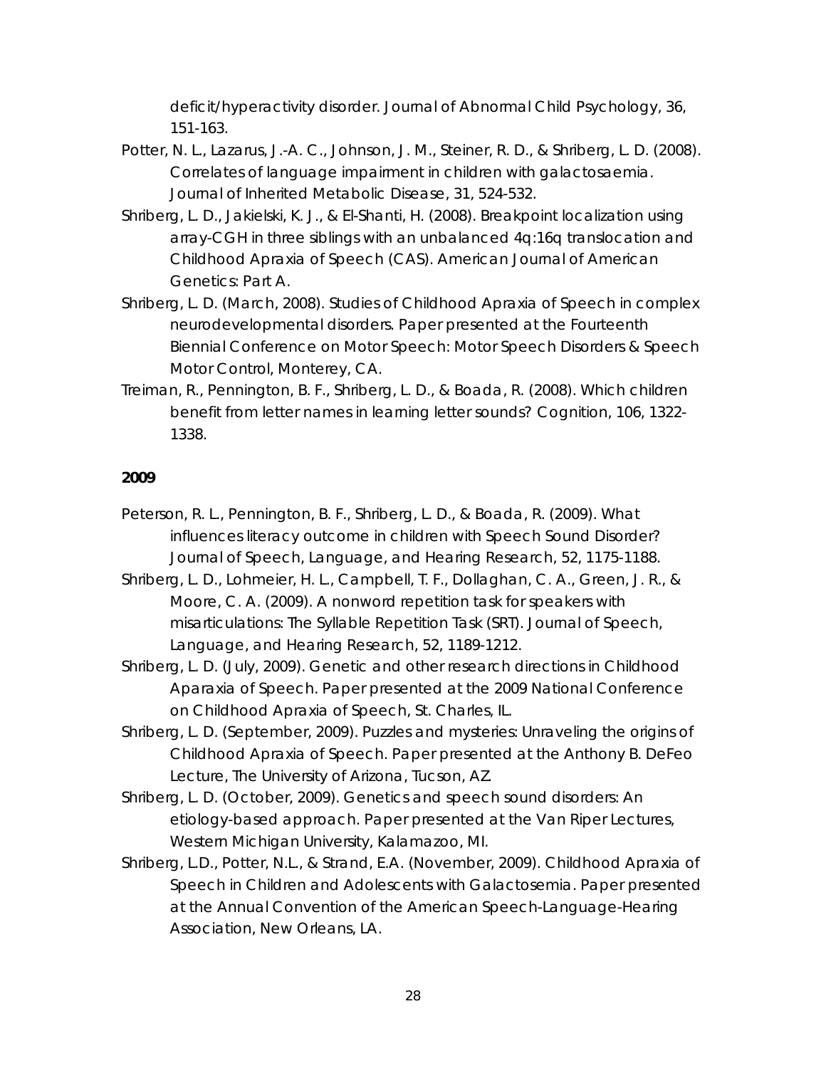deficit/hyperactivity disorder. Journal of Abnormal Child Psychology, 36, 151-163.

Potter, N. L., Lazarus, J.-A. C., Johnson, J. M., Steiner, R. D., & Shriberg, L. D. (2008). Correlates of language impairment in children with galactosaemia. Journal of Inherited Metabolic Disease, 31, 524-532.

Shriberg, L. D., Jakielski, K. J., & El-Shanti, H. (2008). Breakpoint localization using array-CGH in three siblings with an unbalanced 4q:16q translocation and Childhood Apraxia of Speech (CAS). American Journal of American Genetics: Part A.

Shriberg, L. D. (March, 2008). Studies of Childhood Apraxia of Speech in complex neurodevelopmental disorders. Paper presented at the Fourteenth Biennial Conference on Motor Speech: Motor Speech Disorders & Speech Motor Control, Monterey, CA.

Treiman, R., Pennington, B. F., Shriberg, L. D., & Boada, R. (2008). Which children benefit from letter names in learning letter sounds? Cognition, 106, 1322-1338.

**2009**

Peterson, R. L., Pennington, B. F., Shriberg, L. D., & Boada, R. (2009). What influences literacy outcome in children with Speech Sound Disorder? Journal of Speech, Language, and Hearing Research, 52, 1175-1188.

Shriberg, L. D., Lohmeier, H. L., Campbell, T. F., Dollaghan, C. A., Green, J. R., & Moore, C. A. (2009). A nonword repetition task for speakers with misarticulations: The Syllable Repetition Task (SRT). Journal of Speech, Language, and Hearing Research, 52, 1189-1212.

Shriberg, L. D. (July, 2009). Genetic and other research directions in Childhood Aparaxia of Speech. Paper presented at the 2009 National Conference on Childhood Apraxia of Speech, St. Charles, IL.

Shriberg, L. D. (September, 2009). Puzzles and mysteries: Unraveling the origins of Childhood Apraxia of Speech. Paper presented at the Anthony B. DeFeo Lecture, The University of Arizona, Tucson, AZ.

Shriberg, L. D. (October, 2009). Genetics and speech sound disorders: An etiology-based approach. Paper presented at the Van Riper Lectures, Western Michigan University, Kalamazoo, MI.

Shriberg, L.D., Potter, N.L., & Strand, E.A. (November, 2009). Childhood Apraxia of Speech in Children and Adolescents with Galactosemia. Paper presented at the Annual Convention of the American Speech-Language-Hearing Association, New Orleans, LA.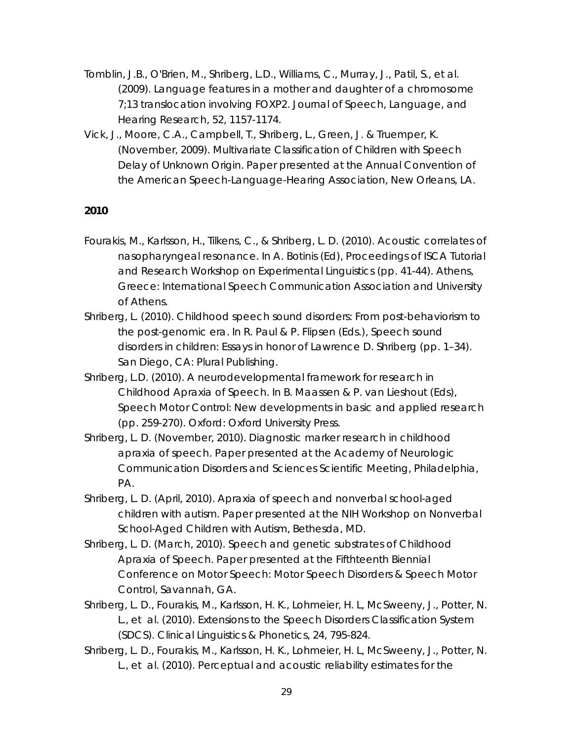Tomblin, J.B., O'Brien, M., Shriberg, L.D., Williams, C., Murray, J., Patil, S., et al. (2009). Language features in a mother and daughter of a chromosome 7;13 translocation involving FOXP2. Journal of Speech, Language, and Hearing Research, 52, 1157-1174.

Vick, J., Moore, C.A., Campbell, T., Shriberg, L., Green, J. & Truemper, K. (November, 2009). Multivariate Classification of Children with Speech Delay of Unknown Origin. Paper presented at the Annual Convention of the American Speech-Language-Hearing Association, New Orleans, LA.

**2010**

Fourakis, M., Karlsson, H., Tilkens, C., & Shriberg, L. D. (2010). Acoustic correlates of nasopharyngeal resonance. In A. Botinis (Ed), Proceedings of ISCA Tutorial and Research Workshop on Experimental Linguistics (pp. 41-44). Athens, Greece: International Speech Communication Association and University of Athens.

Shriberg, L. (2010). Childhood speech sound disorders: From post-behaviorism to the post-genomic era. In R. Paul & P. Flipsen (Eds.), Speech sound disorders in children: Essays in honor of Lawrence D. Shriberg (pp. 1–34). San Diego, CA: Plural Publishing.

Shriberg, L.D. (2010). A neurodevelopmental framework for research in Childhood Apraxia of Speech. In B. Maassen & P. van Lieshout (Eds), Speech Motor Control: New developments in basic and applied research (pp. 259-270). Oxford: Oxford University Press.

Shriberg, L. D. (November, 2010). Diagnostic marker research in childhood apraxia of speech. Paper presented at the Academy of Neurologic Communication Disorders and Sciences Scientific Meeting, Philadelphia, PA.

Shriberg, L. D. (April, 2010). Apraxia of speech and nonverbal school-aged children with autism. Paper presented at the NIH Workshop on Nonverbal School-Aged Children with Autism, Bethesda, MD.

Shriberg, L. D. (March, 2010). Speech and genetic substrates of Childhood Apraxia of Speech. Paper presented at the Fifthteenth Biennial Conference on Motor Speech: Motor Speech Disorders & Speech Motor Control, Savannah, GA.

Shriberg, L. D., Fourakis, M., Karlsson, H. K., Lohmeier, H. L, McSweeny, J., Potter, N. L., et al. (2010). Extensions to the Speech Disorders Classification System (SDCS). Clinical Linguistics & Phonetics, 24, 795-824.

Shriberg, L. D., Fourakis, M., Karlsson, H. K., Lohmeier, H. L, McSweeny, J., Potter, N. L., et al. (2010). Perceptual and acoustic reliability estimates for the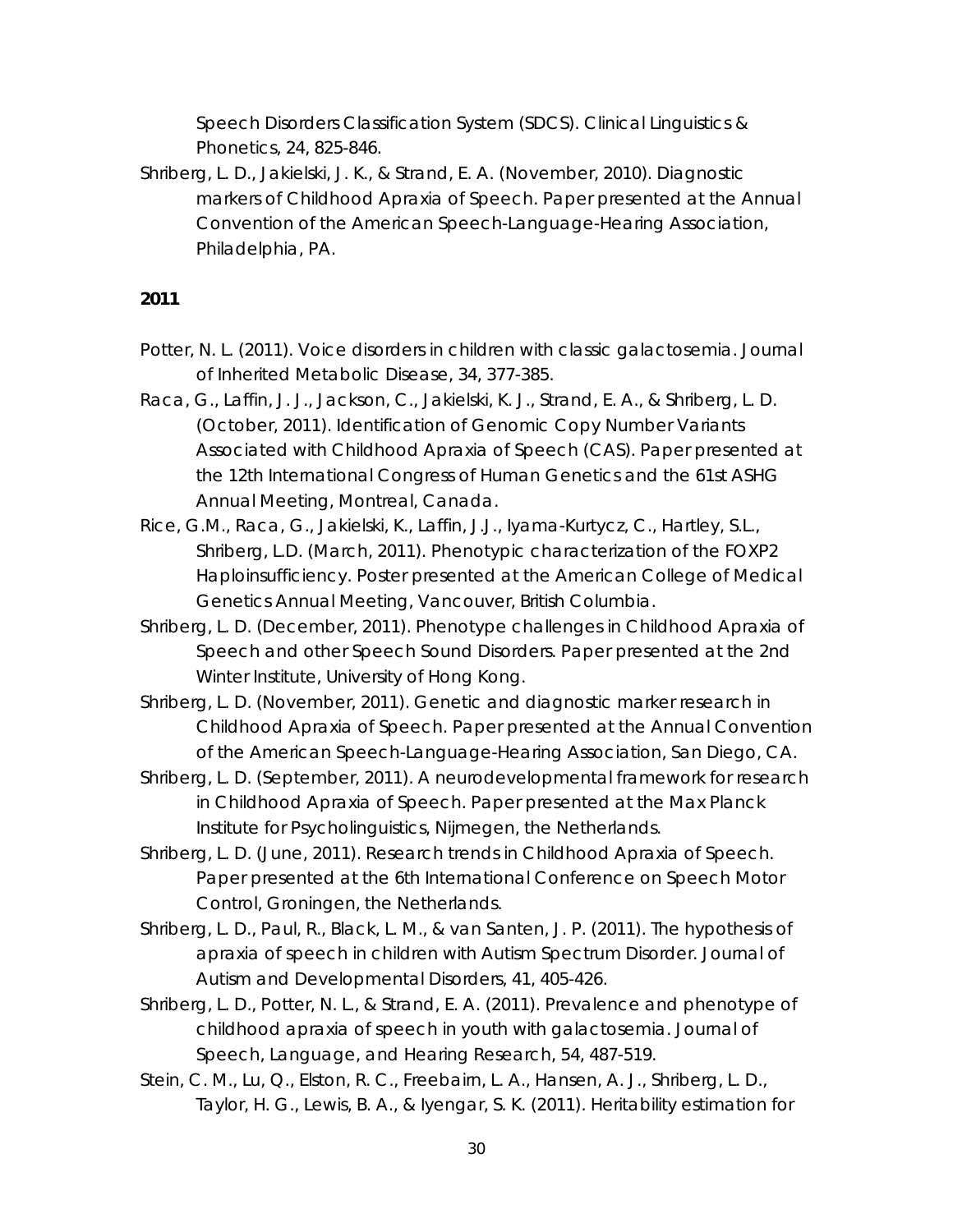Speech Disorders Classification System (SDCS). Clinical Linguistics & Phonetics, 24, 825-846.

Shriberg, L. D., Jakielski, J. K., & Strand, E. A. (November, 2010). Diagnostic markers of Childhood Apraxia of Speech. Paper presented at the Annual Convention of the American Speech-Language-Hearing Association, Philadelphia, PA.

**2011**

Potter, N. L. (2011). Voice disorders in children with classic galactosemia. Journal of Inherited Metabolic Disease, 34, 377-385.

Raca, G., Laffin, J. J., Jackson, C., Jakielski, K. J., Strand, E. A., & Shriberg, L. D. (October, 2011). Identification of Genomic Copy Number Variants Associated with Childhood Apraxia of Speech (CAS). Paper presented at the 12th International Congress of Human Genetics and the 61st ASHG Annual Meeting, Montreal, Canada.

Rice, G.M., Raca, G., Jakielski, K., Laffin, J.J., Iyama-Kurtycz, C., Hartley, S.L., Shriberg, L.D. (March, 2011). Phenotypic characterization of the FOXP2 Haploinsufficiency. Poster presented at the American College of Medical Genetics Annual Meeting, Vancouver, British Columbia.

Shriberg, L. D. (December, 2011). Phenotype challenges in Childhood Apraxia of Speech and other Speech Sound Disorders. Paper presented at the 2nd Winter Institute, University of Hong Kong.

Shriberg, L. D. (November, 2011). Genetic and diagnostic marker research in Childhood Apraxia of Speech. Paper presented at the Annual Convention of the American Speech-Language-Hearing Association, San Diego, CA.

Shriberg, L. D. (September, 2011). A neurodevelopmental framework for research in Childhood Apraxia of Speech. Paper presented at the Max Planck Institute for Psycholinguistics, Nijmegen, the Netherlands.

Shriberg, L. D. (June, 2011). Research trends in Childhood Apraxia of Speech. Paper presented at the 6th International Conference on Speech Motor Control, Groningen, the Netherlands.

Shriberg, L. D., Paul, R., Black, L. M., & van Santen, J. P. (2011). The hypothesis of apraxia of speech in children with Autism Spectrum Disorder. Journal of Autism and Developmental Disorders, 41, 405-426.

Shriberg, L. D., Potter, N. L., & Strand, E. A. (2011). Prevalence and phenotype of childhood apraxia of speech in youth with galactosemia. Journal of Speech, Language, and Hearing Research, 54, 487-519.

Stein, C. M., Lu, Q., Elston, R. C., Freebairn, L. A., Hansen, A. J., Shriberg, L. D., Taylor, H. G., Lewis, B. A., & Iyengar, S. K. (2011). Heritability estimation for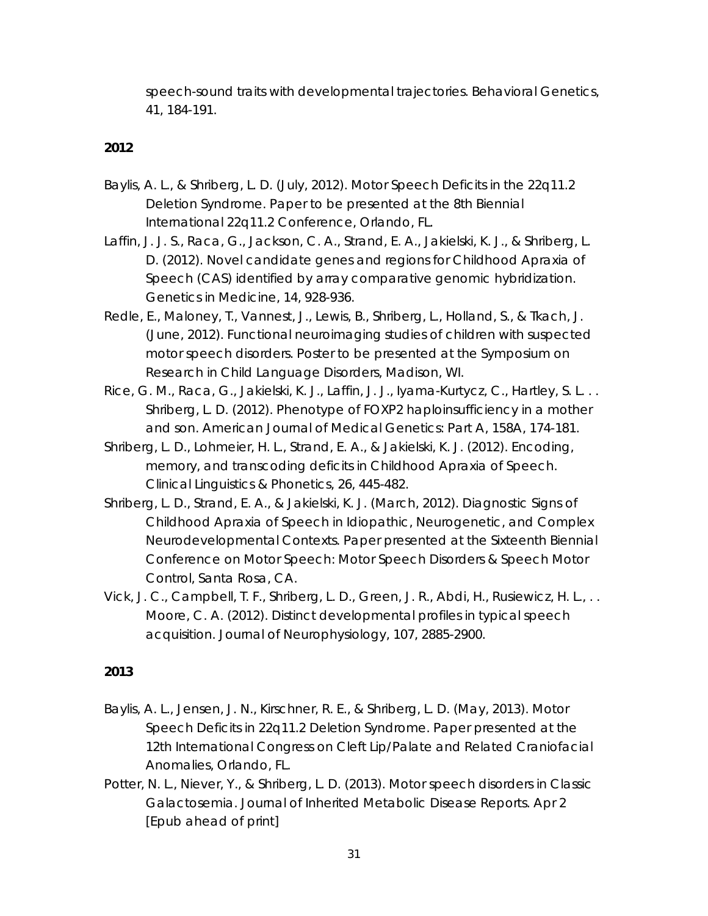speech-sound traits with developmental trajectories. Behavioral Genetics, 41, 184-191.

**2012**

Baylis, A. L., & Shriberg, L. D. (July, 2012). Motor Speech Deficits in the 22q11.2 Deletion Syndrome. Paper to be presented at the 8th Biennial International 22q11.2 Conference, Orlando, FL.

Laffin, J. J. S., Raca, G., Jackson, C. A., Strand, E. A., Jakielski, K. J., & Shriberg, L. D. (2012). Novel candidate genes and regions for Childhood Apraxia of Speech (CAS) identified by array comparative genomic hybridization. Genetics in Medicine, 14, 928-936.

Redle, E., Maloney, T., Vannest, J., Lewis, B., Shriberg, L., Holland, S., & Tkach, J. (June, 2012). Functional neuroimaging studies of children with suspected motor speech disorders. Poster to be presented at the Symposium on Research in Child Language Disorders, Madison, WI.

Rice, G. M., Raca, G., Jakielski, K. J., Laffin, J. J., Iyama-Kurtycz, C., Hartley, S. L. . . Shriberg, L. D. (2012). Phenotype of FOXP2 haploinsufficiency in a mother and son. American Journal of Medical Genetics: Part A, 158A, 174-181.

Shriberg, L. D., Lohmeier, H. L., Strand, E. A., & Jakielski, K. J. (2012). Encoding, memory, and transcoding deficits in Childhood Apraxia of Speech. Clinical Linguistics & Phonetics, 26, 445-482.

Shriberg, L. D., Strand, E. A., & Jakielski, K. J. (March, 2012). Diagnostic Signs of Childhood Apraxia of Speech in Idiopathic, Neurogenetic, and Complex Neurodevelopmental Contexts. Paper presented at the Sixteenth Biennial Conference on Motor Speech: Motor Speech Disorders & Speech Motor Control, Santa Rosa, CA.

Vick, J. C., Campbell, T. F., Shriberg, L. D., Green, J. R., Abdi, H., Rusiewicz, H. L., . . Moore, C. A. (2012). Distinct developmental profiles in typical speech acquisition. Journal of Neurophysiology, 107, 2885-2900.

**2013**

Baylis, A. L., Jensen, J. N., Kirschner, R. E., & Shriberg, L. D. (May, 2013). Motor Speech Deficits in 22q11.2 Deletion Syndrome. Paper presented at the 12th International Congress on Cleft Lip/Palate and Related Craniofacial Anomalies, Orlando, FL.

Potter, N. L., Niever, Y., & Shriberg, L. D. (2013). Motor speech disorders in Classic Galactosemia. Journal of Inherited Metabolic Disease Reports. Apr 2 [Epub ahead of print]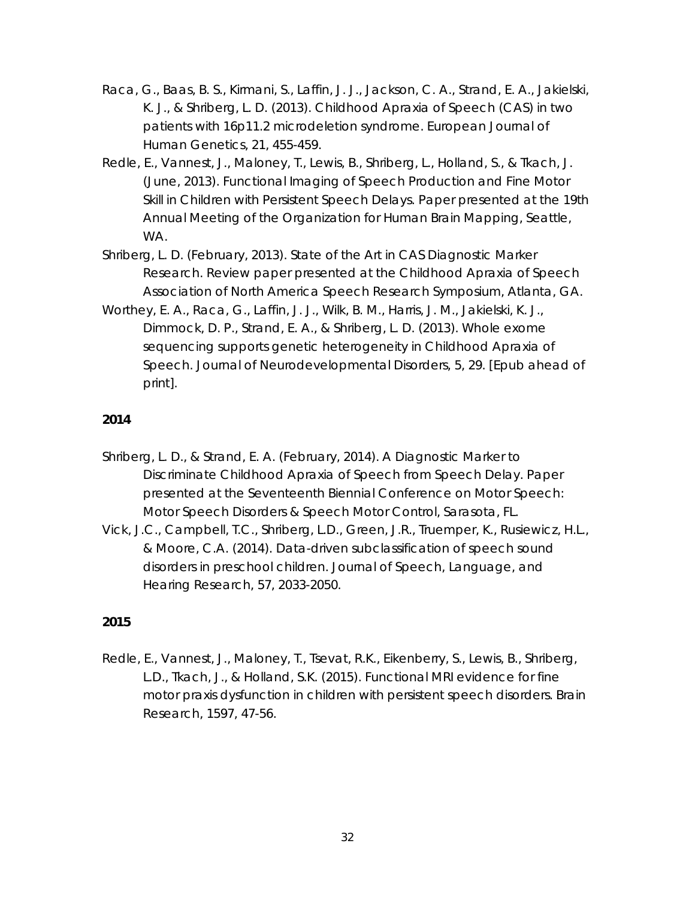Raca, G., Baas, B. S., Kirmani, S., Laffin, J. J., Jackson, C. A., Strand, E. A., Jakielski, K. J., & Shriberg, L. D. (2013). Childhood Apraxia of Speech (CAS) in two patients with 16p11.2 microdeletion syndrome. European Journal of Human Genetics, 21, 455-459.

Redle, E., Vannest, J., Maloney, T., Lewis, B., Shriberg, L., Holland, S., & Tkach, J. (June, 2013). Functional Imaging of Speech Production and Fine Motor Skill in Children with Persistent Speech Delays. Paper presented at the 19th Annual Meeting of the Organization for Human Brain Mapping, Seattle, WA.

Shriberg, L. D. (February, 2013). State of the Art in CAS Diagnostic Marker Research. Review paper presented at the Childhood Apraxia of Speech Association of North America Speech Research Symposium, Atlanta, GA.

Worthey, E. A., Raca, G., Laffin, J. J., Wilk, B. M., Harris, J. M., Jakielski, K. J., Dimmock, D. P., Strand, E. A., & Shriberg, L. D. (2013). Whole exome sequencing supports genetic heterogeneity in Childhood Apraxia of Speech. Journal of Neurodevelopmental Disorders, 5, 29. [Epub ahead of print].

**2014**

Shriberg, L. D., & Strand, E. A. (February, 2014). A Diagnostic Marker to Discriminate Childhood Apraxia of Speech from Speech Delay. Paper presented at the Seventeenth Biennial Conference on Motor Speech: Motor Speech Disorders & Speech Motor Control, Sarasota, FL.

Vick, J.C., Campbell, T.C., Shriberg, L.D., Green, J.R., Truemper, K., Rusiewicz, H.L., & Moore, C.A. (2014). Data-driven subclassification of speech sound disorders in preschool children. Journal of Speech, Language, and Hearing Research, 57, 2033-2050.

**2015**

Redle, E., Vannest, J., Maloney, T., Tsevat, R.K., Eikenberry, S., Lewis, B., Shriberg, L.D., Tkach, J., & Holland, S.K. (2015). Functional MRI evidence for fine motor praxis dysfunction in children with persistent speech disorders. Brain Research, 1597, 47-56.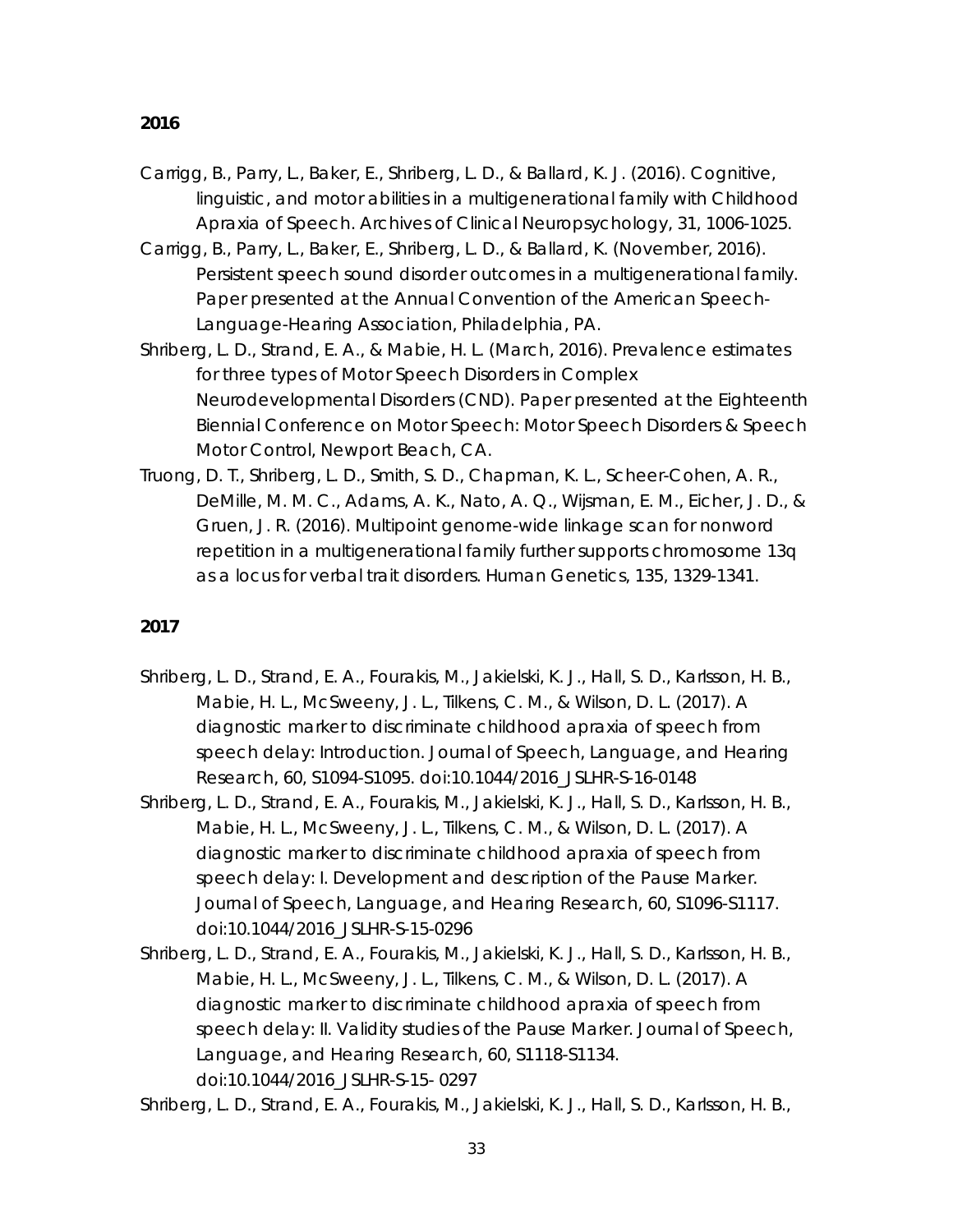**2016**

Carrigg, B., Parry, L., Baker, E., Shriberg, L. D., & Ballard, K. J. (2016). Cognitive, linguistic, and motor abilities in a multigenerational family with Childhood Apraxia of Speech. Archives of Clinical Neuropsychology, 31, 1006-1025.

Carrigg, B., Parry, L., Baker, E., Shriberg, L. D., & Ballard, K. (November, 2016). Persistent speech sound disorder outcomes in a multigenerational family. Paper presented at the Annual Convention of the American Speech-Language-Hearing Association, Philadelphia, PA.

Shriberg, L. D., Strand, E. A., & Mabie, H. L. (March, 2016). Prevalence estimates for three types of Motor Speech Disorders in Complex Neurodevelopmental Disorders (CND). Paper presented at the Eighteenth Biennial Conference on Motor Speech: Motor Speech Disorders & Speech Motor Control, Newport Beach, CA.

Truong, D. T., Shriberg, L. D., Smith, S. D., Chapman, K. L., Scheer-Cohen, A. R., DeMille, M. M. C., Adams, A. K., Nato, A. Q., Wijsman, E. M., Eicher, J. D., & Gruen, J. R. (2016). Multipoint genome-wide linkage scan for nonword repetition in a multigenerational family further supports chromosome 13q as a locus for verbal trait disorders. Human Genetics, 135, 1329-1341.

**2017**

Shriberg, L. D., Strand, E. A., Fourakis, M., Jakielski, K. J., Hall, S. D., Karlsson, H. B., Mabie, H. L., McSweeny, J. L., Tilkens, C. M., & Wilson, D. L. (2017). A diagnostic marker to discriminate childhood apraxia of speech from speech delay: Introduction. Journal of Speech, Language, and Hearing Research, 60, S1094-S1095. doi:10.1044/2016_JSLHR-S-16-0148

Shriberg, L. D., Strand, E. A., Fourakis, M., Jakielski, K. J., Hall, S. D., Karlsson, H. B., Mabie, H. L., McSweeny, J. L., Tilkens, C. M., & Wilson, D. L. (2017). A diagnostic marker to discriminate childhood apraxia of speech from speech delay: I. Development and description of the Pause Marker. Journal of Speech, Language, and Hearing Research, 60, S1096-S1117. doi:10.1044/2016_JSLHR-S-15-0296

Shriberg, L. D., Strand, E. A., Fourakis, M., Jakielski, K. J., Hall, S. D., Karlsson, H. B., Mabie, H. L., McSweeny, J. L., Tilkens, C. M., & Wilson, D. L. (2017). A diagnostic marker to discriminate childhood apraxia of speech from speech delay: II. Validity studies of the Pause Marker. Journal of Speech, Language, and Hearing Research, 60, S1118-S1134. doi:10.1044/2016_JSLHR-S-15- 0297

Shriberg, L. D., Strand, E. A., Fourakis, M., Jakielski, K. J., Hall, S. D., Karlsson, H. B.,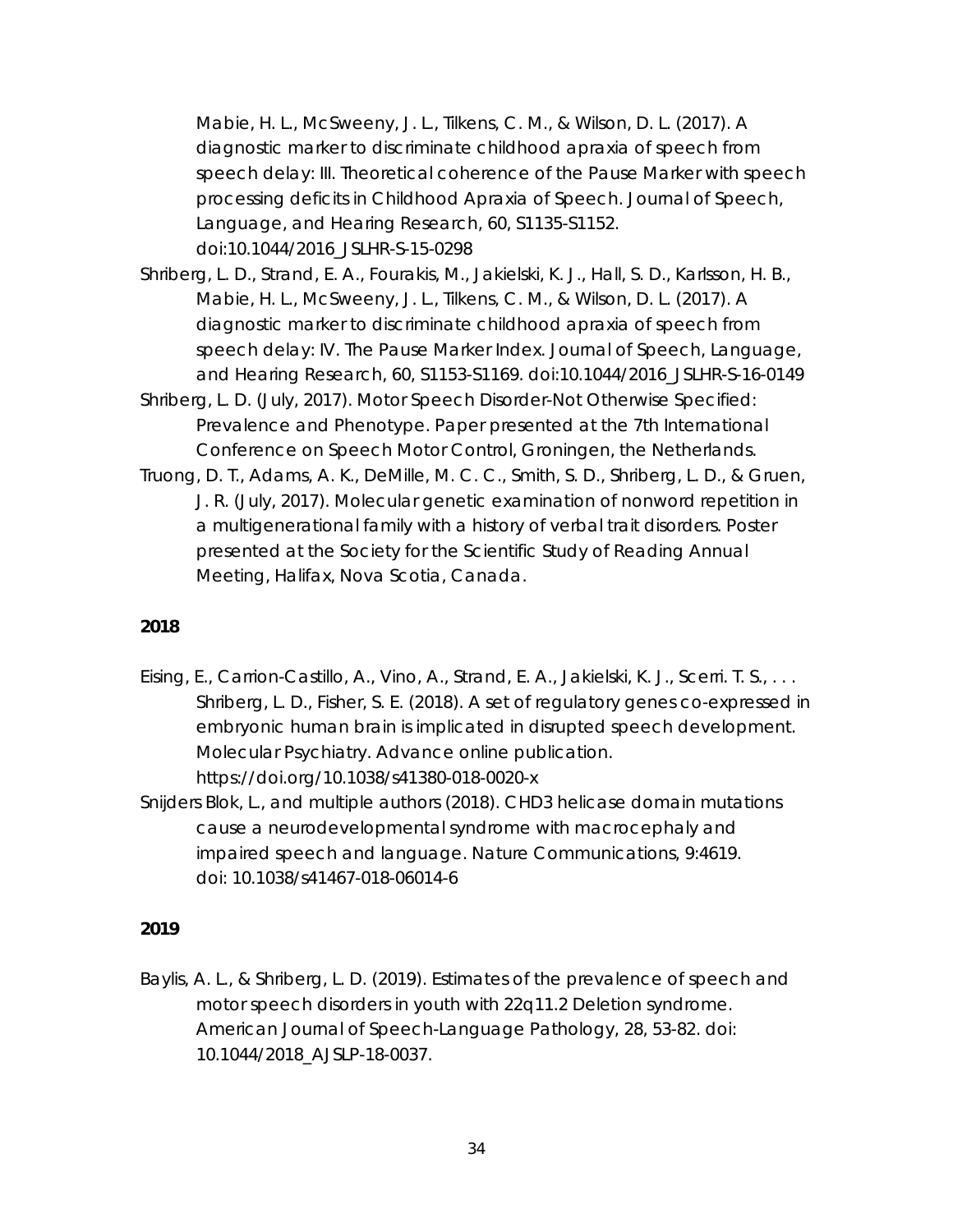Mabie, H. L., McSweeny, J. L., Tilkens, C. M., & Wilson, D. L. (2017). A diagnostic marker to discriminate childhood apraxia of speech from speech delay: III. Theoretical coherence of the Pause Marker with speech processing deficits in Childhood Apraxia of Speech. Journal of Speech, Language, and Hearing Research, 60, S1135-S1152. doi:10.1044/2016_JSLHR-S-15-0298

Shriberg, L. D., Strand, E. A., Fourakis, M., Jakielski, K. J., Hall, S. D., Karlsson, H. B., Mabie, H. L., McSweeny, J. L., Tilkens, C. M., & Wilson, D. L. (2017). A diagnostic marker to discriminate childhood apraxia of speech from speech delay: IV. The Pause Marker Index. Journal of Speech, Language, and Hearing Research, 60, S1153-S1169. doi:10.1044/2016_JSLHR-S-16-0149

Shriberg, L. D. (July, 2017). Motor Speech Disorder-Not Otherwise Specified: Prevalence and Phenotype. Paper presented at the 7th International Conference on Speech Motor Control, Groningen, the Netherlands.

Truong, D. T., Adams, A. K., DeMille, M. C. C., Smith, S. D., Shriberg, L. D., & Gruen, J. R. (July, 2017). Molecular genetic examination of nonword repetition in a multigenerational family with a history of verbal trait disorders. Poster presented at the Society for the Scientific Study of Reading Annual Meeting, Halifax, Nova Scotia, Canada.

**2018**

Eising, E., Carrion-Castillo, A., Vino, A., Strand, E. A., Jakielski, K. J., Scerri. T. S., . . . Shriberg, L. D., Fisher, S. E. (2018). A set of regulatory genes co-expressed in embryonic human brain is implicated in disrupted speech development. Molecular Psychiatry. Advance online publication. https://doi.org/10.1038/s41380-018-0020-x

Snijders Blok, L., and multiple authors (2018). CHD3 helicase domain mutations cause a neurodevelopmental syndrome with macrocephaly and impaired speech and language. Nature Communications, 9:4619. doi: 10.1038/s41467-018-06014-6

**2019**

Baylis, A. L., & Shriberg, L. D. (2019). Estimates of the prevalence of speech and motor speech disorders in youth with 22q11.2 Deletion syndrome. American Journal of Speech-Language Pathology, 28, 53-82. doi: 10.1044/2018_AJSLP-18-0037.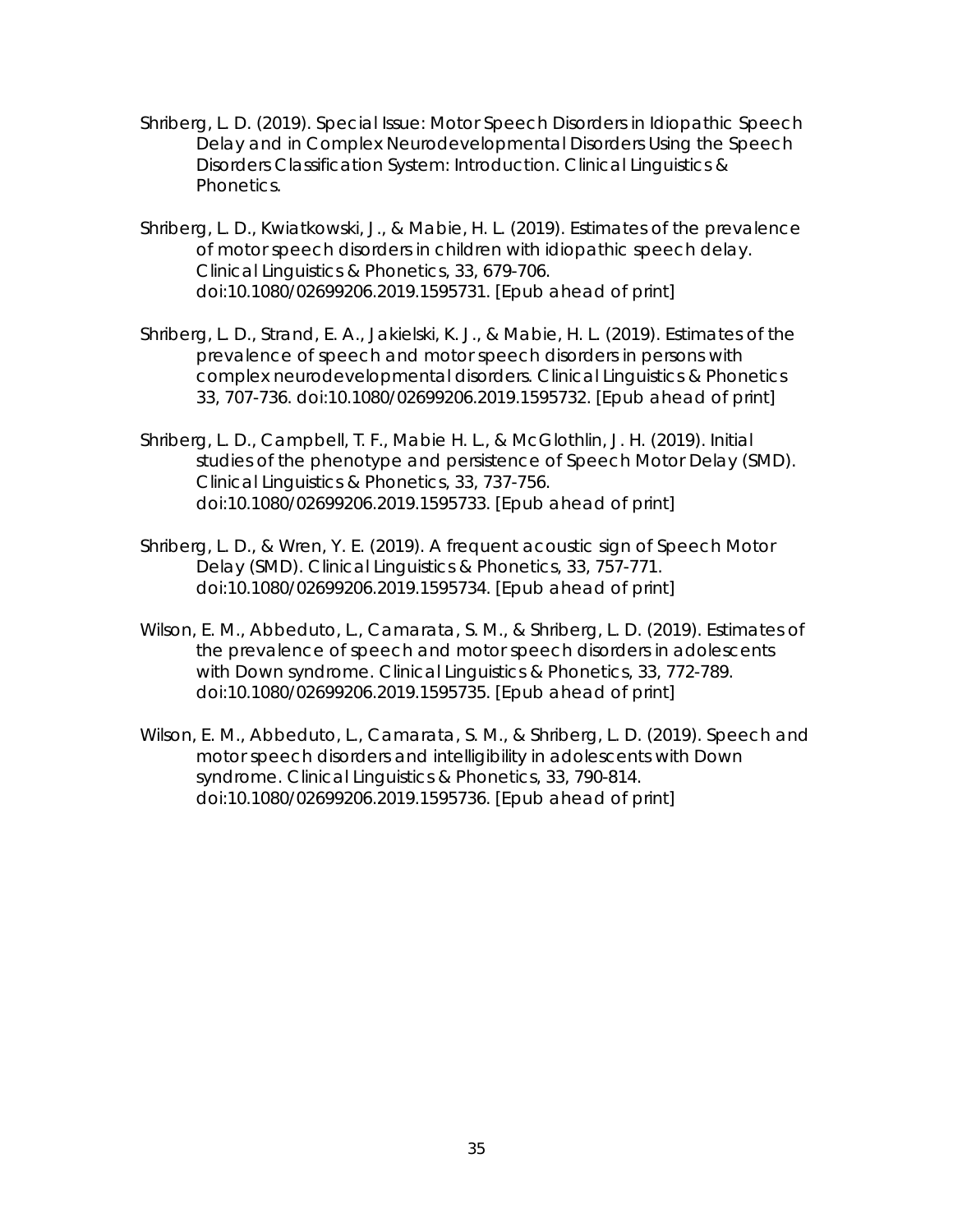Shriberg, L. D. (2019). Special Issue: Motor Speech Disorders in Idiopathic Speech Delay and in Complex Neurodevelopmental Disorders Using the Speech Disorders Classification System: Introduction. Clinical Linguistics & Phonetics.

Shriberg, L. D., Kwiatkowski, J., & Mabie, H. L. (2019). Estimates of the prevalence of motor speech disorders in children with idiopathic speech delay. Clinical Linguistics & Phonetics, 33, 679-706. doi:10.1080/02699206.2019.1595731. [Epub ahead of print]

Shriberg, L. D., Strand, E. A., Jakielski, K. J., & Mabie, H. L. (2019). Estimates of the prevalence of speech and motor speech disorders in persons with complex neurodevelopmental disorders. Clinical Linguistics & Phonetics 33, 707-736. doi:10.1080/02699206.2019.1595732. [Epub ahead of print]

Shriberg, L. D., Campbell, T. F., Mabie H. L., & McGlothlin, J. H. (2019). Initial studies of the phenotype and persistence of Speech Motor Delay (SMD). Clinical Linguistics & Phonetics, 33, 737-756. doi:10.1080/02699206.2019.1595733. [Epub ahead of print]

Shriberg, L. D., & Wren, Y. E. (2019). A frequent acoustic sign of Speech Motor Delay (SMD). Clinical Linguistics & Phonetics, 33, 757-771. doi:10.1080/02699206.2019.1595734. [Epub ahead of print]

Wilson, E. M., Abbeduto, L., Camarata, S. M., & Shriberg, L. D. (2019). Estimates of the prevalence of speech and motor speech disorders in adolescents with Down syndrome. Clinical Linguistics & Phonetics, 33, 772-789. doi:10.1080/02699206.2019.1595735. [Epub ahead of print]

Wilson, E. M., Abbeduto, L., Camarata, S. M., & Shriberg, L. D. (2019). Speech and motor speech disorders and intelligibility in adolescents with Down syndrome. Clinical Linguistics & Phonetics, 33, 790-814. doi:10.1080/02699206.2019.1595736. [Epub ahead of print]